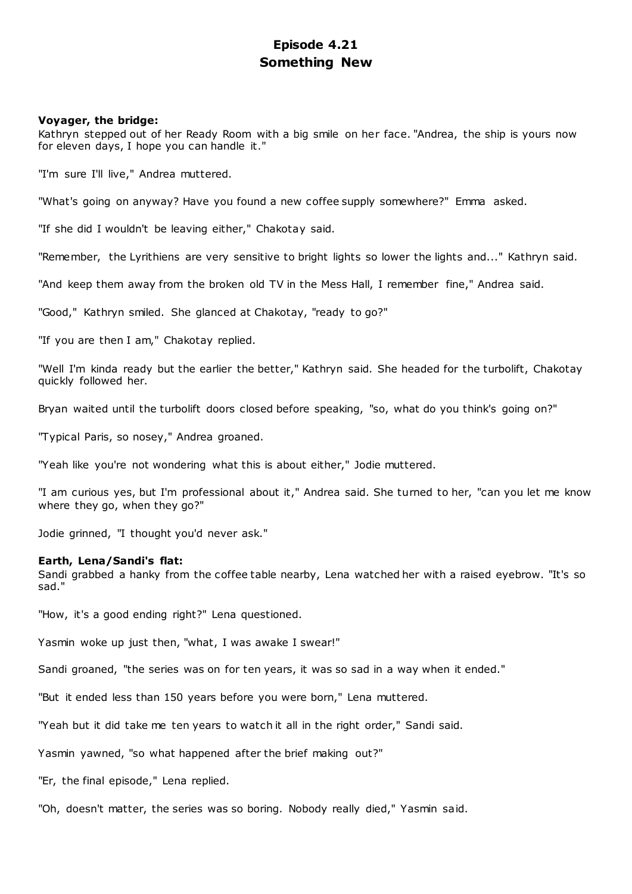# Episode 4.21
# Something New

**Voyager, the bridge:**
Kathryn stepped out of her Ready Room with a big smile on her face. "Andrea, the ship is yours now for eleven days, I hope you can handle it."

"I'm sure I'll live," Andrea muttered.

"What's going on anyway? Have you found a new coffee supply somewhere?" Emma asked.

"If she did I wouldn't be leaving either," Chakotay said.

"Remember, the Lyrithiens are very sensitive to bright lights so lower the lights and..." Kathryn said.

"And keep them away from the broken old TV in the Mess Hall, I remember fine," Andrea said.

"Good," Kathryn smiled. She glanced at Chakotay, "ready to go?"

"If you are then I am," Chakotay replied.

"Well I'm kinda ready but the earlier the better," Kathryn said. She headed for the turbolift, Chakotay quickly followed her.

Bryan waited until the turbolift doors closed before speaking, "so, what do you think's going on?"

"Typical Paris, so nosey," Andrea groaned.

"Yeah like you're not wondering what this is about either," Jodie muttered.

"I am curious yes, but I'm professional about it," Andrea said. She turned to her, "can you let me know where they go, when they go?"

Jodie grinned, "I thought you'd never ask."

**Earth, Lena/Sandi's flat:**
Sandi grabbed a hanky from the coffee table nearby, Lena watched her with a raised eyebrow. "It's so sad."

"How, it's a good ending right?" Lena questioned.

Yasmin woke up just then, "what, I was awake I swear!"

Sandi groaned, "the series was on for ten years, it was so sad in a way when it ended."

"But it ended less than 150 years before you were born," Lena muttered.

"Yeah but it did take me ten years to watch it all in the right order," Sandi said.

Yasmin yawned, "so what happened after the brief making out?"

"Er, the final episode," Lena replied.

"Oh, doesn't matter, the series was so boring. Nobody really died," Yasmin said.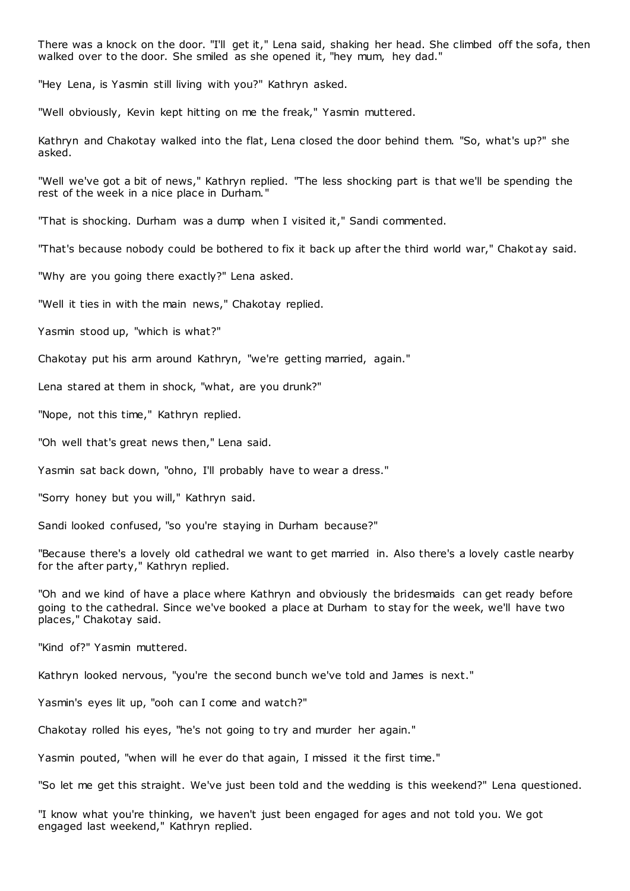There was a knock on the door. "I'll get it," Lena said, shaking her head. She climbed off the sofa, then walked over to the door. She smiled as she opened it, "hey mum, hey dad."

"Hey Lena, is Yasmin still living with you?" Kathryn asked.

"Well obviously, Kevin kept hitting on me the freak," Yasmin muttered.

Kathryn and Chakotay walked into the flat, Lena closed the door behind them. "So, what's up?" she asked.

"Well we've got a bit of news," Kathryn replied. "The less shocking part is that we'll be spending the rest of the week in a nice place in Durham."

"That is shocking. Durham was a dump when I visited it," Sandi commented.

"That's because nobody could be bothered to fix it back up after the third world war," Chakotay said.

"Why are you going there exactly?" Lena asked.

"Well it ties in with the main news," Chakotay replied.

Yasmin stood up, "which is what?"

Chakotay put his arm around Kathryn, "we're getting married, again."

Lena stared at them in shock, "what, are you drunk?"

"Nope, not this time," Kathryn replied.

"Oh well that's great news then," Lena said.

Yasmin sat back down, "ohno, I'll probably have to wear a dress."

"Sorry honey but you will," Kathryn said.

Sandi looked confused, "so you're staying in Durham because?"

"Because there's a lovely old cathedral we want to get married in. Also there's a lovely castle nearby for the after party," Kathryn replied.

"Oh and we kind of have a place where Kathryn and obviously the bridesmaids can get ready before going to the cathedral. Since we've booked a place at Durham to stay for the week, we'll have two places," Chakotay said.

"Kind of?" Yasmin muttered.

Kathryn looked nervous, "you're the second bunch we've told and James is next."

Yasmin's eyes lit up, "ooh can I come and watch?"

Chakotay rolled his eyes, "he's not going to try and murder her again."

Yasmin pouted, "when will he ever do that again, I missed it the first time."

"So let me get this straight. We've just been told and the wedding is this weekend?" Lena questioned.

"I know what you're thinking, we haven't just been engaged for ages and not told you. We got engaged last weekend," Kathryn replied.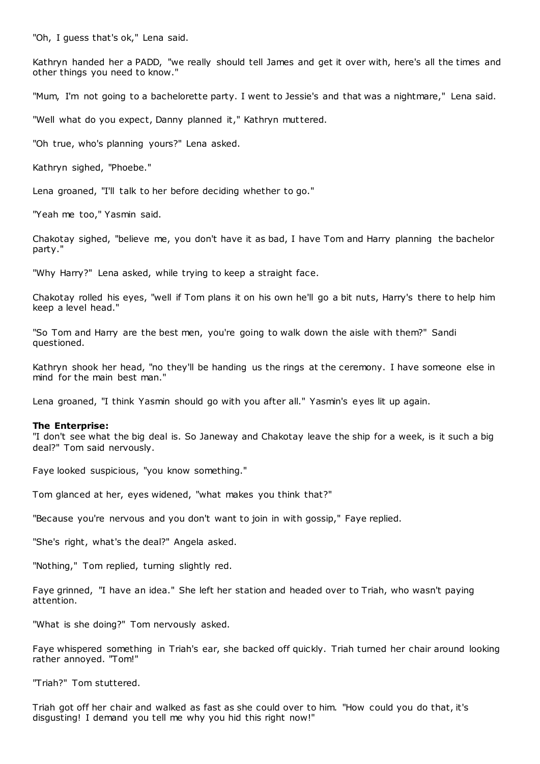"Oh, I guess that's ok," Lena said.

Kathryn handed her a PADD, "we really should tell James and get it over with, here's all the times and other things you need to know."

"Mum, I'm not going to a bachelorette party. I went to Jessie's and that was a nightmare," Lena said.

"Well what do you expect, Danny planned it," Kathryn muttered.

"Oh true, who's planning yours?" Lena asked.

Kathryn sighed, "Phoebe."

Lena groaned, "I'll talk to her before deciding whether to go."

"Yeah me too," Yasmin said.

Chakotay sighed, "believe me, you don't have it as bad, I have Tom and Harry planning the bachelor party."

"Why Harry?" Lena asked, while trying to keep a straight face.

Chakotay rolled his eyes, "well if Tom plans it on his own he'll go a bit nuts, Harry's there to help him keep a level head."

"So Tom and Harry are the best men, you're going to walk down the aisle with them?" Sandi questioned.

Kathryn shook her head, "no they'll be handing us the rings at the ceremony. I have someone else in mind for the main best man."

Lena groaned, "I think Yasmin should go with you after all." Yasmin's eyes lit up again.

**The Enterprise:**

"I don't see what the big deal is. So Janeway and Chakotay leave the ship for a week, is it such a big deal?" Tom said nervously.

Faye looked suspicious, "you know something."

Tom glanced at her, eyes widened, "what makes you think that?"

"Because you're nervous and you don't want to join in with gossip," Faye replied.

"She's right, what's the deal?" Angela asked.

"Nothing," Tom replied, turning slightly red.

Faye grinned, "I have an idea." She left her station and headed over to Triah, who wasn't paying attention.

"What is she doing?" Tom nervously asked.

Faye whispered something in Triah's ear, she backed off quickly. Triah turned her chair around looking rather annoyed. "Tom!"

"Triah?" Tom stuttered.

Triah got off her chair and walked as fast as she could over to him. "How could you do that, it's disgusting! I demand you tell me why you hid this right now!"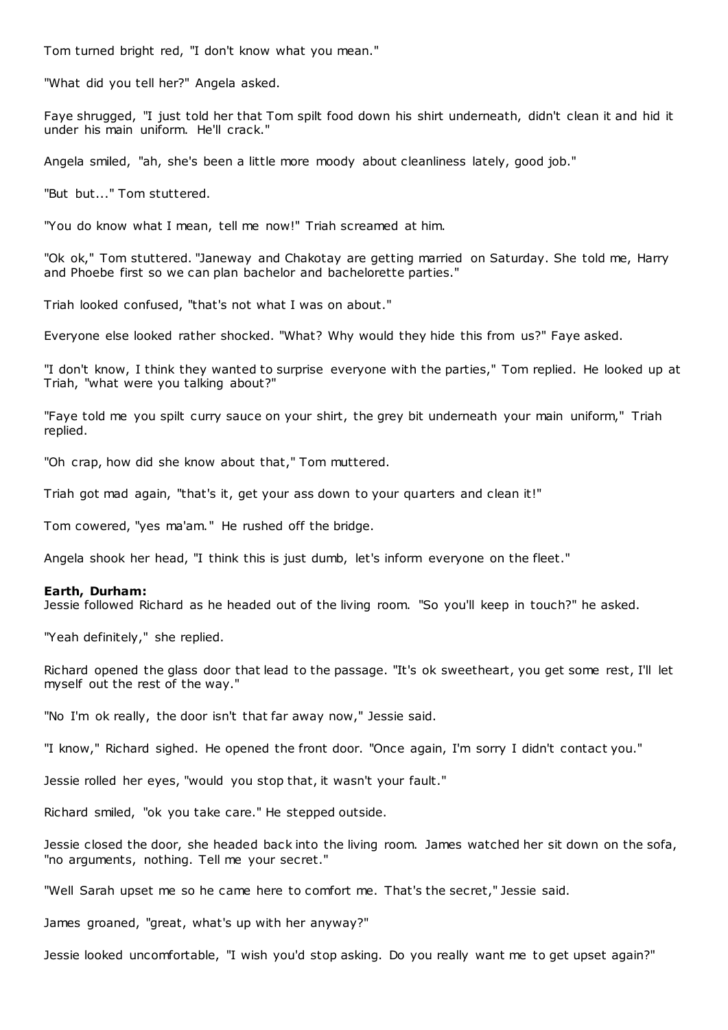Tom turned bright red, "I don't know what you mean."

"What did you tell her?" Angela asked.

Faye shrugged, "I just told her that Tom spilt food down his shirt underneath, didn't clean it and hid it under his main uniform. He'll crack."

Angela smiled, "ah, she's been a little more moody about cleanliness lately, good job."

"But but..." Tom stuttered.

"You do know what I mean, tell me now!" Triah screamed at him.

"Ok ok," Tom stuttered. "Janeway and Chakotay are getting married on Saturday. She told me, Harry and Phoebe first so we can plan bachelor and bachelorette parties."

Triah looked confused, "that's not what I was on about."

Everyone else looked rather shocked. "What? Why would they hide this from us?" Faye asked.

"I don't know, I think they wanted to surprise everyone with the parties," Tom replied. He looked up at Triah, "what were you talking about?"

"Faye told me you spilt curry sauce on your shirt, the grey bit underneath your main uniform," Triah replied.

"Oh crap, how did she know about that," Tom muttered.

Triah got mad again, "that's it, get your ass down to your quarters and clean it!"

Tom cowered, "yes ma'am." He rushed off the bridge.

Angela shook her head, "I think this is just dumb, let's inform everyone on the fleet."

**Earth, Durham:**
Jessie followed Richard as he headed out of the living room. "So you'll keep in touch?" he asked.

"Yeah definitely," she replied.

Richard opened the glass door that lead to the passage. "It's ok sweetheart, you get some rest, I'll let myself out the rest of the way."

"No I'm ok really, the door isn't that far away now," Jessie said.

"I know," Richard sighed. He opened the front door. "Once again, I'm sorry I didn't contact you."

Jessie rolled her eyes, "would you stop that, it wasn't your fault."

Richard smiled, "ok you take care." He stepped outside.

Jessie closed the door, she headed back into the living room. James watched her sit down on the sofa, "no arguments, nothing. Tell me your secret."

"Well Sarah upset me so he came here to comfort me. That's the secret," Jessie said.

James groaned, "great, what's up with her anyway?"

Jessie looked uncomfortable, "I wish you'd stop asking. Do you really want me to get upset again?"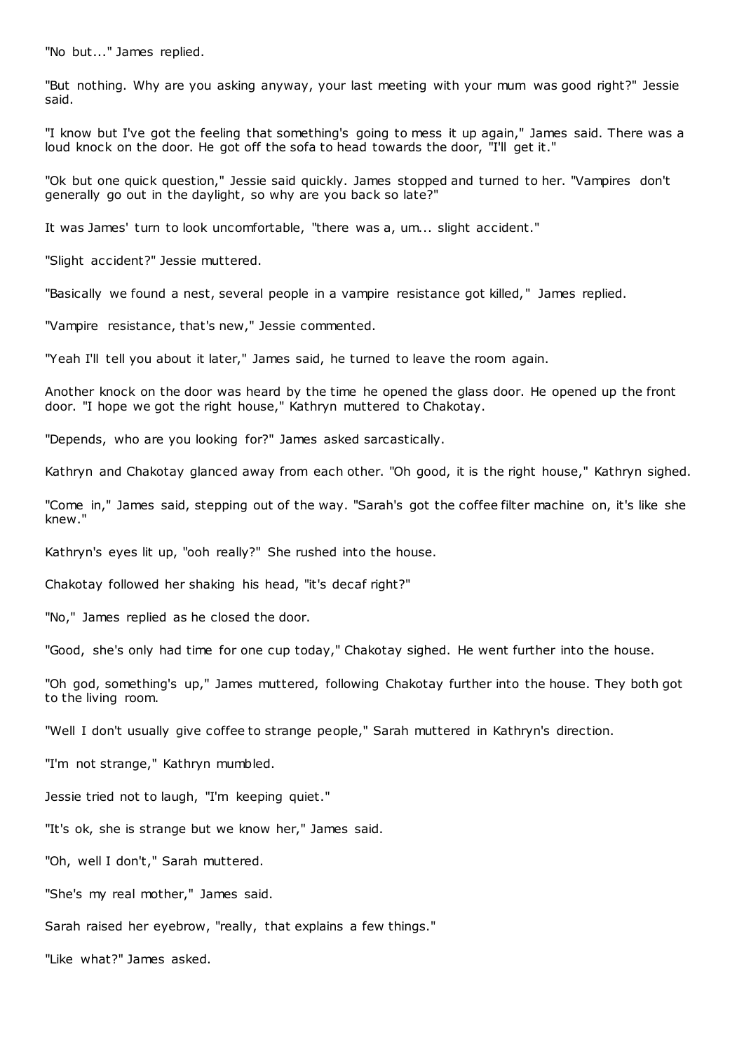"No but..." James replied.

"But nothing. Why are you asking anyway, your last meeting with your mum was good right?" Jessie said.

"I know but I've got the feeling that something's going to mess it up again," James said. There was a loud knock on the door. He got off the sofa to head towards the door, "I'll get it."

"Ok but one quick question," Jessie said quickly. James stopped and turned to her. "Vampires don't generally go out in the daylight, so why are you back so late?"

It was James' turn to look uncomfortable, "there was a, um... slight accident."

"Slight accident?" Jessie muttered.

"Basically we found a nest, several people in a vampire resistance got killed," James replied.

"Vampire resistance, that's new," Jessie commented.

"Yeah I'll tell you about it later," James said, he turned to leave the room again.

Another knock on the door was heard by the time he opened the glass door. He opened up the front door. "I hope we got the right house," Kathryn muttered to Chakotay.

"Depends, who are you looking for?" James asked sarcastically.

Kathryn and Chakotay glanced away from each other. "Oh good, it is the right house," Kathryn sighed.

"Come in," James said, stepping out of the way. "Sarah's got the coffee filter machine on, it's like she knew."

Kathryn's eyes lit up, "ooh really?" She rushed into the house.

Chakotay followed her shaking his head, "it's decaf right?"

"No," James replied as he closed the door.

"Good, she's only had time for one cup today," Chakotay sighed. He went further into the house.

"Oh god, something's up," James muttered, following Chakotay further into the house. They both got to the living room.

"Well I don't usually give coffee to strange people," Sarah muttered in Kathryn's direction.

"I'm not strange," Kathryn mumbled.

Jessie tried not to laugh, "I'm keeping quiet."

"It's ok, she is strange but we know her," James said.

"Oh, well I don't," Sarah muttered.

"She's my real mother," James said.

Sarah raised her eyebrow, "really, that explains a few things."

"Like what?" James asked.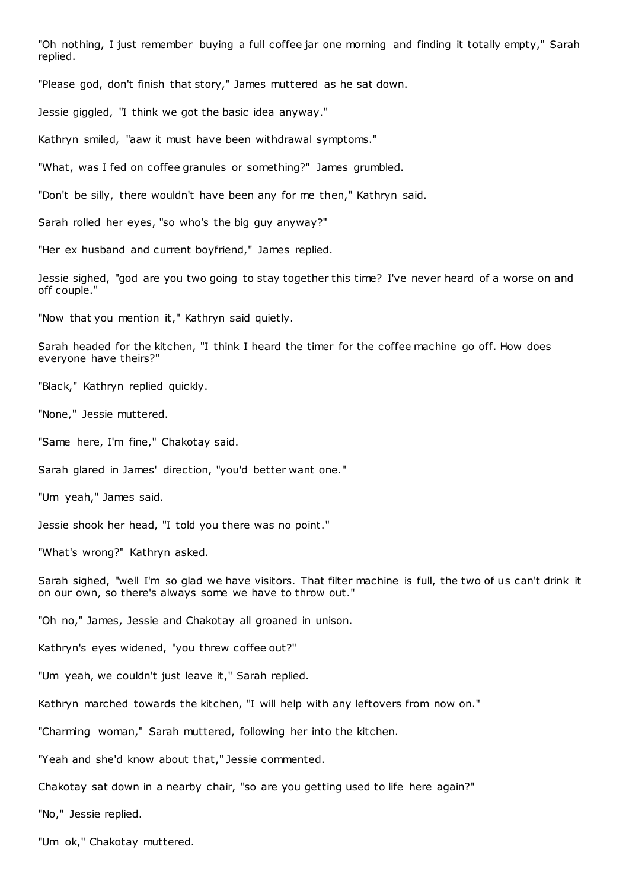"Oh nothing, I just remember buying a full coffee jar one morning and finding it totally empty," Sarah replied.

"Please god, don't finish that story," James muttered as he sat down.

Jessie giggled, "I think we got the basic idea anyway."

Kathryn smiled, "aaw it must have been withdrawal symptoms."

"What, was I fed on coffee granules or something?" James grumbled.

"Don't be silly, there wouldn't have been any for me then," Kathryn said.

Sarah rolled her eyes, "so who's the big guy anyway?"

"Her ex husband and current boyfriend," James replied.

Jessie sighed, "god are you two going to stay together this time? I've never heard of a worse on and off couple."

"Now that you mention it," Kathryn said quietly.

Sarah headed for the kitchen, "I think I heard the timer for the coffee machine go off. How does everyone have theirs?"

"Black," Kathryn replied quickly.

"None," Jessie muttered.

"Same here, I'm fine," Chakotay said.

Sarah glared in James' direction, "you'd better want one."

"Um yeah," James said.

Jessie shook her head, "I told you there was no point."

"What's wrong?" Kathryn asked.

Sarah sighed, "well I'm so glad we have visitors. That filter machine is full, the two of us can't drink it on our own, so there's always some we have to throw out."

"Oh no," James, Jessie and Chakotay all groaned in unison.

Kathryn's eyes widened, "you threw coffee out?"

"Um yeah, we couldn't just leave it," Sarah replied.

Kathryn marched towards the kitchen, "I will help with any leftovers from now on."

"Charming woman," Sarah muttered, following her into the kitchen.

"Yeah and she'd know about that," Jessie commented.

Chakotay sat down in a nearby chair, "so are you getting used to life here again?"

"No," Jessie replied.

"Um ok," Chakotay muttered.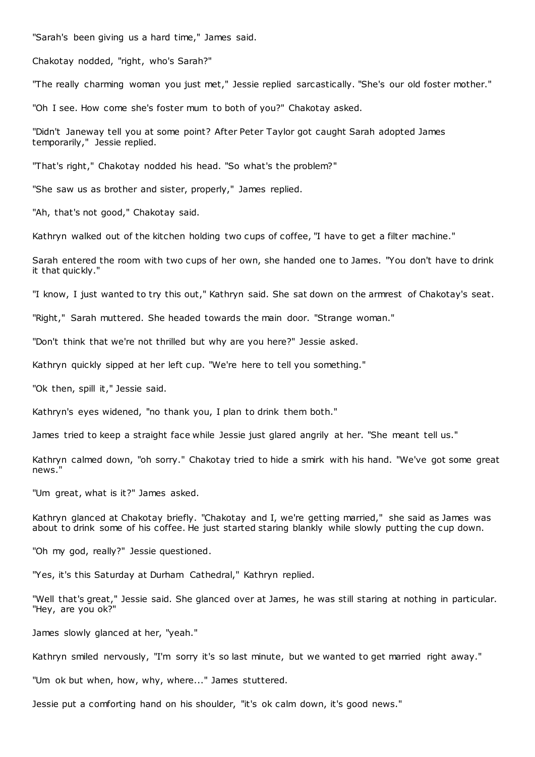"Sarah's been giving us a hard time," James said.

Chakotay nodded, "right, who's Sarah?"

"The really charming woman you just met," Jessie replied sarcastically. "She's our old foster mother."

"Oh I see. How come she's foster mum to both of you?" Chakotay asked.

"Didn't Janeway tell you at some point? After Peter Taylor got caught Sarah adopted James temporarily," Jessie replied.

"That's right," Chakotay nodded his head. "So what's the problem?"

"She saw us as brother and sister, properly," James replied.

"Ah, that's not good," Chakotay said.

Kathryn walked out of the kitchen holding two cups of coffee, "I have to get a filter machine."

Sarah entered the room with two cups of her own, she handed one to James. "You don't have to drink it that quickly."

"I know, I just wanted to try this out," Kathryn said. She sat down on the armrest of Chakotay's seat.

"Right," Sarah muttered. She headed towards the main door. "Strange woman."

"Don't think that we're not thrilled but why are you here?" Jessie asked.

Kathryn quickly sipped at her left cup. "We're here to tell you something."

"Ok then, spill it," Jessie said.

Kathryn's eyes widened, "no thank you, I plan to drink them both."

James tried to keep a straight face while Jessie just glared angrily at her. "She meant tell us."

Kathryn calmed down, "oh sorry." Chakotay tried to hide a smirk with his hand. "We've got some great news."

"Um great, what is it?" James asked.

Kathryn glanced at Chakotay briefly. "Chakotay and I, we're getting married," she said as James was about to drink some of his coffee. He just started staring blankly while slowly putting the cup down.

"Oh my god, really?" Jessie questioned.

"Yes, it's this Saturday at Durham Cathedral," Kathryn replied.

"Well that's great," Jessie said. She glanced over at James, he was still staring at nothing in particular. "Hey, are you ok?"

James slowly glanced at her, "yeah."

Kathryn smiled nervously, "I'm sorry it's so last minute, but we wanted to get married right away."

"Um ok but when, how, why, where..." James stuttered.

Jessie put a comforting hand on his shoulder, "it's ok calm down, it's good news."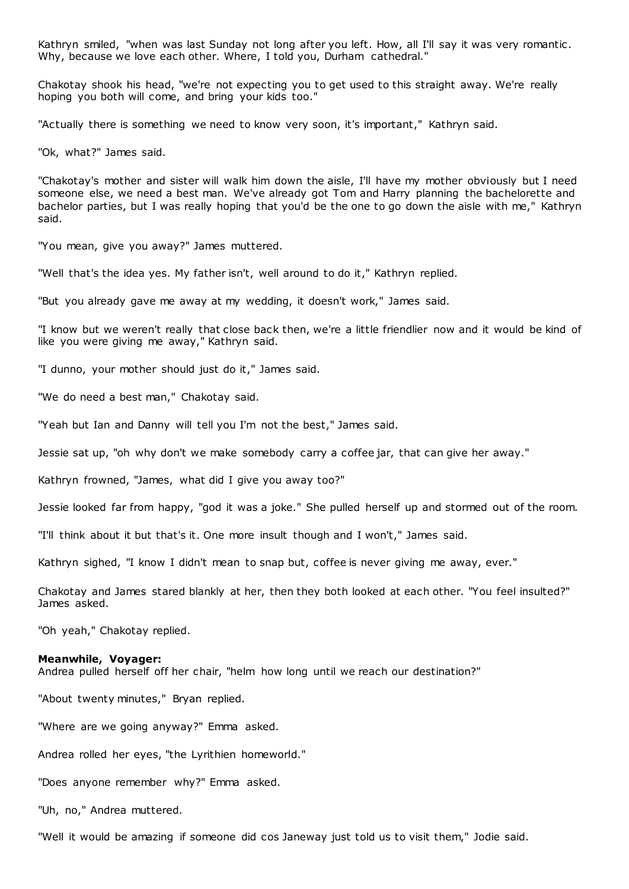Kathryn smiled, "when was last Sunday not long after you left. How, all I'll say it was very romantic. Why, because we love each other. Where, I told you, Durham cathedral."

Chakotay shook his head, "we're not expecting you to get used to this straight away. We're really hoping you both will come, and bring your kids too."

"Actually there is something we need to know very soon, it's important," Kathryn said.

"Ok, what?" James said.

"Chakotay's mother and sister will walk him down the aisle, I'll have my mother obviously but I need someone else, we need a best man. We've already got Tom and Harry planning the bachelorette and bachelor parties, but I was really hoping that you'd be the one to go down the aisle with me," Kathryn said.

"You mean, give you away?" James muttered.

"Well that's the idea yes. My father isn't, well around to do it," Kathryn replied.

"But you already gave me away at my wedding, it doesn't work," James said.

"I know but we weren't really that close back then, we're a little friendlier now and it would be kind of like you were giving me away," Kathryn said.

"I dunno, your mother should just do it," James said.

"We do need a best man," Chakotay said.

"Yeah but Ian and Danny will tell you I'm not the best," James said.

Jessie sat up, "oh why don't we make somebody carry a coffee jar, that can give her away."

Kathryn frowned, "James, what did I give you away too?"

Jessie looked far from happy, "god it was a joke." She pulled herself up and stormed out of the room.

"I'll think about it but that's it. One more insult though and I won't," James said.

Kathryn sighed, "I know I didn't mean to snap but, coffee is never giving me away, ever."

Chakotay and James stared blankly at her, then they both looked at each other. "You feel insulted?" James asked.

"Oh yeah," Chakotay replied.

**Meanwhile, Voyager:**
Andrea pulled herself off her chair, "helm how long until we reach our destination?"

"About twenty minutes," Bryan replied.

"Where are we going anyway?" Emma asked.

Andrea rolled her eyes, "the Lyrithien homeworld."

"Does anyone remember why?" Emma asked.

"Uh, no," Andrea muttered.

"Well it would be amazing if someone did cos Janeway just told us to visit them," Jodie said.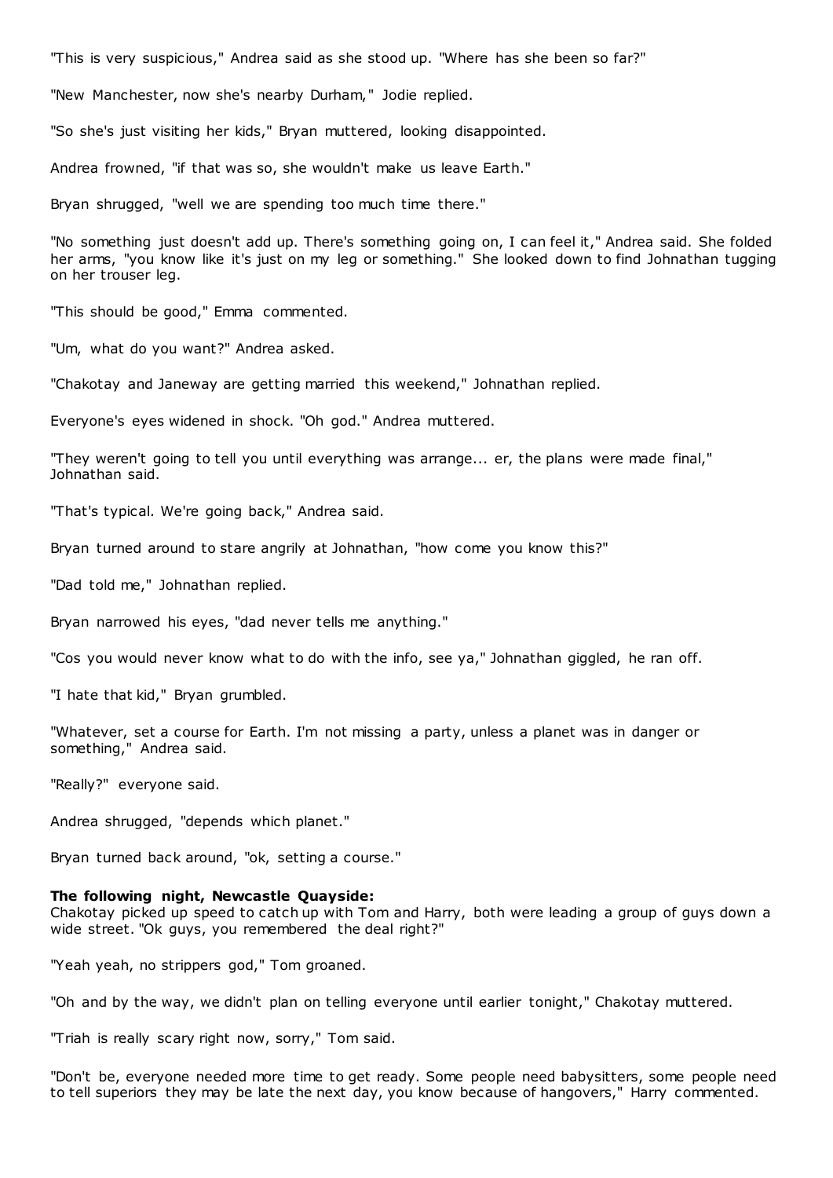"This is very suspicious," Andrea said as she stood up. "Where has she been so far?"

"New Manchester, now she's nearby Durham," Jodie replied.

"So she's just visiting her kids," Bryan muttered, looking disappointed.

Andrea frowned, "if that was so, she wouldn't make us leave Earth."

Bryan shrugged, "well we are spending too much time there."

"No something just doesn't add up. There's something going on, I can feel it," Andrea said. She folded her arms, "you know like it's just on my leg or something." She looked down to find Johnathan tugging on her trouser leg.

"This should be good," Emma commented.

"Um, what do you want?" Andrea asked.

"Chakotay and Janeway are getting married this weekend," Johnathan replied.

Everyone's eyes widened in shock. "Oh god." Andrea muttered.

"They weren't going to tell you until everything was arrange... er, the plans were made final," Johnathan said.

"That's typical. We're going back," Andrea said.

Bryan turned around to stare angrily at Johnathan, "how come you know this?"

"Dad told me," Johnathan replied.

Bryan narrowed his eyes, "dad never tells me anything."

"Cos you would never know what to do with the info, see ya," Johnathan giggled, he ran off.

"I hate that kid," Bryan grumbled.

"Whatever, set a course for Earth. I'm not missing a party, unless a planet was in danger or something," Andrea said.

"Really?" everyone said.

Andrea shrugged, "depends which planet."

Bryan turned back around, "ok, setting a course."

**The following night, Newcastle Quayside:**
Chakotay picked up speed to catch up with Tom and Harry, both were leading a group of guys down a wide street. "Ok guys, you remembered the deal right?"

"Yeah yeah, no strippers god," Tom groaned.

"Oh and by the way, we didn't plan on telling everyone until earlier tonight," Chakotay muttered.

"Triah is really scary right now, sorry," Tom said.

"Don't be, everyone needed more time to get ready. Some people need babysitters, some people need to tell superiors they may be late the next day, you know because of hangovers," Harry commented.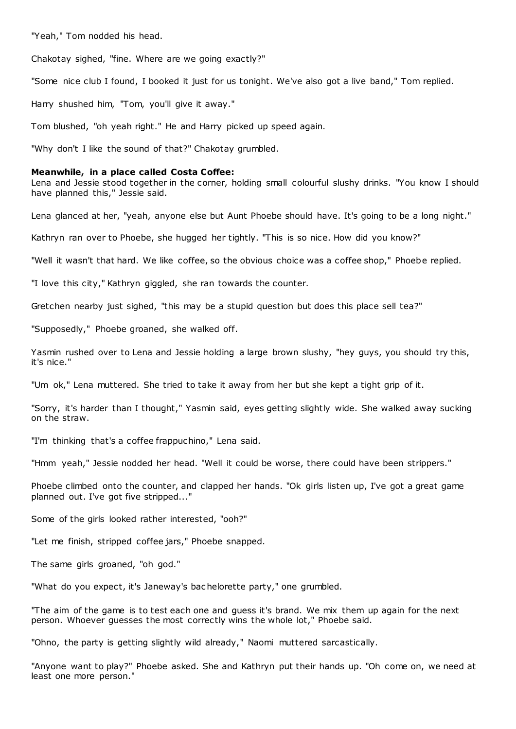"Yeah," Tom nodded his head.

Chakotay sighed, "fine. Where are we going exactly?"

"Some nice club I found, I booked it just for us tonight. We've also got a live band," Tom replied.

Harry shushed him, "Tom, you'll give it away."

Tom blushed, "oh yeah right." He and Harry picked up speed again.

"Why don't I like the sound of that?" Chakotay grumbled.

**Meanwhile, in a place called Costa Coffee:**

Lena and Jessie stood together in the corner, holding small colourful slushy drinks. "You know I should have planned this," Jessie said.

Lena glanced at her, "yeah, anyone else but Aunt Phoebe should have. It's going to be a long night."

Kathryn ran over to Phoebe, she hugged her tightly. "This is so nice. How did you know?"

"Well it wasn't that hard. We like coffee, so the obvious choice was a coffee shop," Phoebe replied.

"I love this city," Kathryn giggled, she ran towards the counter.

Gretchen nearby just sighed, "this may be a stupid question but does this place sell tea?"

"Supposedly," Phoebe groaned, she walked off.

Yasmin rushed over to Lena and Jessie holding a large brown slushy, "hey guys, you should try this, it's nice."

"Um ok," Lena muttered. She tried to take it away from her but she kept a tight grip of it.

"Sorry, it's harder than I thought," Yasmin said, eyes getting slightly wide. She walked away sucking on the straw.

"I'm thinking that's a coffee frappuchino," Lena said.

"Hmm yeah," Jessie nodded her head. "Well it could be worse, there could have been strippers."

Phoebe climbed onto the counter, and clapped her hands. "Ok girls listen up, I've got a great game planned out. I've got five stripped..."

Some of the girls looked rather interested, "ooh?"

"Let me finish, stripped coffee jars," Phoebe snapped.

The same girls groaned, "oh god."

"What do you expect, it's Janeway's bachelorette party," one grumbled.

"The aim of the game is to test each one and guess it's brand. We mix them up again for the next person. Whoever guesses the most correctly wins the whole lot," Phoebe said.

"Ohno, the party is getting slightly wild already," Naomi muttered sarcastically.

"Anyone want to play?" Phoebe asked. She and Kathryn put their hands up. "Oh come on, we need at least one more person."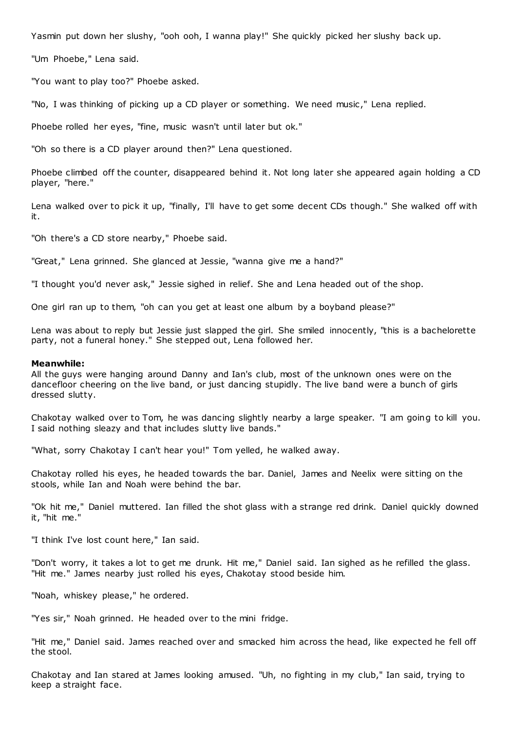Yasmin put down her slushy, "ooh ooh, I wanna play!" She quickly picked her slushy back up.

"Um Phoebe," Lena said.

"You want to play too?" Phoebe asked.

"No, I was thinking of picking up a CD player or something. We need music," Lena replied.

Phoebe rolled her eyes, "fine, music wasn't until later but ok."

"Oh so there is a CD player around then?" Lena questioned.

Phoebe climbed off the counter, disappeared behind it. Not long later she appeared again holding a CD player, "here."

Lena walked over to pick it up, "finally, I'll have to get some decent CDs though." She walked off with it.

"Oh there's a CD store nearby," Phoebe said.

"Great," Lena grinned. She glanced at Jessie, "wanna give me a hand?"

"I thought you'd never ask," Jessie sighed in relief. She and Lena headed out of the shop.

One girl ran up to them, "oh can you get at least one album by a boyband please?"

Lena was about to reply but Jessie just slapped the girl. She smiled innocently, "this is a bachelorette party, not a funeral honey." She stepped out, Lena followed her.

**Meanwhile:**
All the guys were hanging around Danny and Ian's club, most of the unknown ones were on the dancefloor cheering on the live band, or just dancing stupidly. The live band were a bunch of girls dressed slutty.

Chakotay walked over to Tom, he was dancing slightly nearby a large speaker. "I am going to kill you. I said nothing sleazy and that includes slutty live bands."

"What, sorry Chakotay I can't hear you!" Tom yelled, he walked away.

Chakotay rolled his eyes, he headed towards the bar. Daniel, James and Neelix were sitting on the stools, while Ian and Noah were behind the bar.

"Ok hit me," Daniel muttered. Ian filled the shot glass with a strange red drink. Daniel quickly downed it, "hit me."

"I think I've lost count here," Ian said.

"Don't worry, it takes a lot to get me drunk. Hit me," Daniel said. Ian sighed as he refilled the glass. "Hit me." James nearby just rolled his eyes, Chakotay stood beside him.

"Noah, whiskey please," he ordered.

"Yes sir," Noah grinned. He headed over to the mini fridge.

"Hit me," Daniel said. James reached over and smacked him across the head, like expected he fell off the stool.

Chakotay and Ian stared at James looking amused. "Uh, no fighting in my club," Ian said, trying to keep a straight face.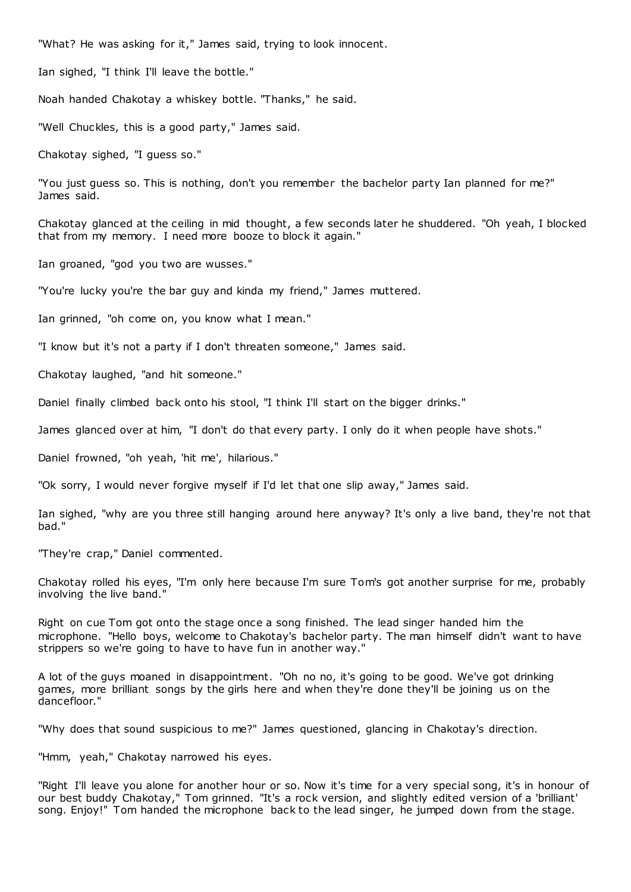"What? He was asking for it," James said, trying to look innocent.

Ian sighed, "I think I'll leave the bottle."

Noah handed Chakotay a whiskey bottle. "Thanks," he said.

"Well Chuckles, this is a good party," James said.

Chakotay sighed, "I guess so."

"You just guess so. This is nothing, don't you remember the bachelor party Ian planned for me?" James said.

Chakotay glanced at the ceiling in mid thought, a few seconds later he shuddered. "Oh yeah, I blocked that from my memory. I need more booze to block it again."

Ian groaned, "god you two are wusses."

"You're lucky you're the bar guy and kinda my friend," James muttered.

Ian grinned, "oh come on, you know what I mean."

"I know but it's not a party if I don't threaten someone," James said.

Chakotay laughed, "and hit someone."

Daniel finally climbed back onto his stool, "I think I'll start on the bigger drinks."

James glanced over at him, "I don't do that every party. I only do it when people have shots."

Daniel frowned, "oh yeah, 'hit me', hilarious."

"Ok sorry, I would never forgive myself if I'd let that one slip away," James said.

Ian sighed, "why are you three still hanging around here anyway? It's only a live band, they're not that bad."

"They're crap," Daniel commented.

Chakotay rolled his eyes, "I'm only here because I'm sure Tom's got another surprise for me, probably involving the live band."

Right on cue Tom got onto the stage once a song finished. The lead singer handed him the microphone. "Hello boys, welcome to Chakotay's bachelor party. The man himself didn't want to have strippers so we're going to have to have fun in another way."

A lot of the guys moaned in disappointment. "Oh no no, it's going to be good. We've got drinking games, more brilliant songs by the girls here and when they're done they'll be joining us on the dancefloor."

"Why does that sound suspicious to me?" James questioned, glancing in Chakotay's direction.

"Hmm, yeah," Chakotay narrowed his eyes.

"Right I'll leave you alone for another hour or so. Now it's time for a very special song, it's in honour of our best buddy Chakotay," Tom grinned. "It's a rock version, and slightly edited version of a 'brilliant' song. Enjoy!" Tom handed the microphone back to the lead singer, he jumped down from the stage.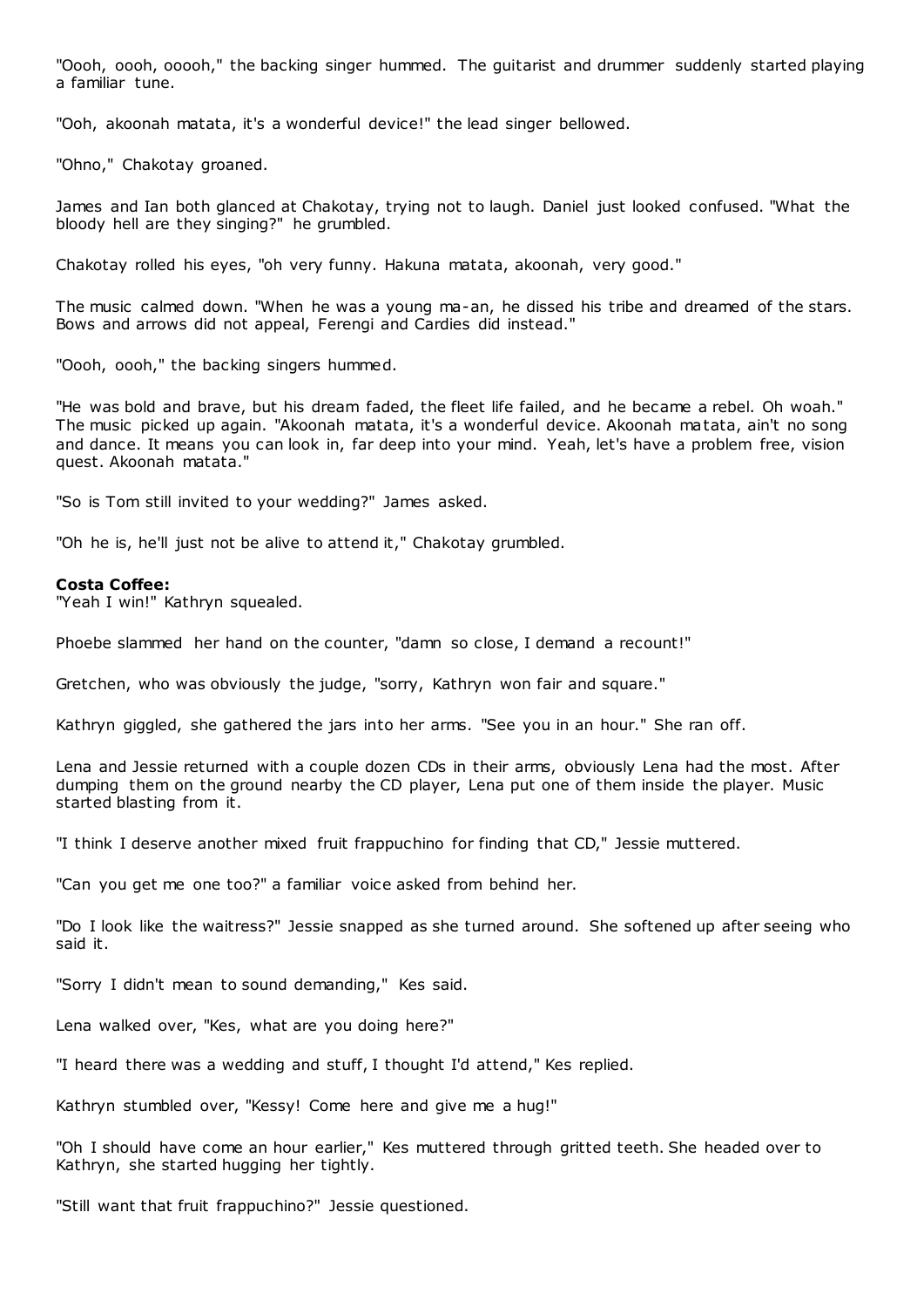"Oooh, oooh, ooooh," the backing singer hummed. The guitarist and drummer suddenly started playing a familiar tune.

"Ooh, akoonah matata, it's a wonderful device!" the lead singer bellowed.

"Ohno," Chakotay groaned.

James and Ian both glanced at Chakotay, trying not to laugh. Daniel just looked confused. "What the bloody hell are they singing?" he grumbled.

Chakotay rolled his eyes, "oh very funny. Hakuna matata, akoonah, very good."

The music calmed down. "When he was a young ma-an, he dissed his tribe and dreamed of the stars. Bows and arrows did not appeal, Ferengi and Cardies did instead."

"Oooh, oooh," the backing singers hummed.

"He was bold and brave, but his dream faded, the fleet life failed, and he became a rebel. Oh woah." The music picked up again. "Akoonah matata, it's a wonderful device. Akoonah matata, ain't no song and dance. It means you can look in, far deep into your mind. Yeah, let's have a problem free, vision quest. Akoonah matata."

"So is Tom still invited to your wedding?" James asked.

"Oh he is, he'll just not be alive to attend it," Chakotay grumbled.

**Costa Coffee:**
"Yeah I win!" Kathryn squealed.

Phoebe slammed her hand on the counter, "damn so close, I demand a recount!"

Gretchen, who was obviously the judge, "sorry, Kathryn won fair and square."

Kathryn giggled, she gathered the jars into her arms. "See you in an hour." She ran off.

Lena and Jessie returned with a couple dozen CDs in their arms, obviously Lena had the most. After dumping them on the ground nearby the CD player, Lena put one of them inside the player. Music started blasting from it.

"I think I deserve another mixed fruit frappuchino for finding that CD," Jessie muttered.

"Can you get me one too?" a familiar voice asked from behind her.

"Do I look like the waitress?" Jessie snapped as she turned around. She softened up after seeing who said it.

"Sorry I didn't mean to sound demanding," Kes said.

Lena walked over, "Kes, what are you doing here?"

"I heard there was a wedding and stuff, I thought I'd attend," Kes replied.

Kathryn stumbled over, "Kessy! Come here and give me a hug!"

"Oh I should have come an hour earlier," Kes muttered through gritted teeth. She headed over to Kathryn, she started hugging her tightly.

"Still want that fruit frappuchino?" Jessie questioned.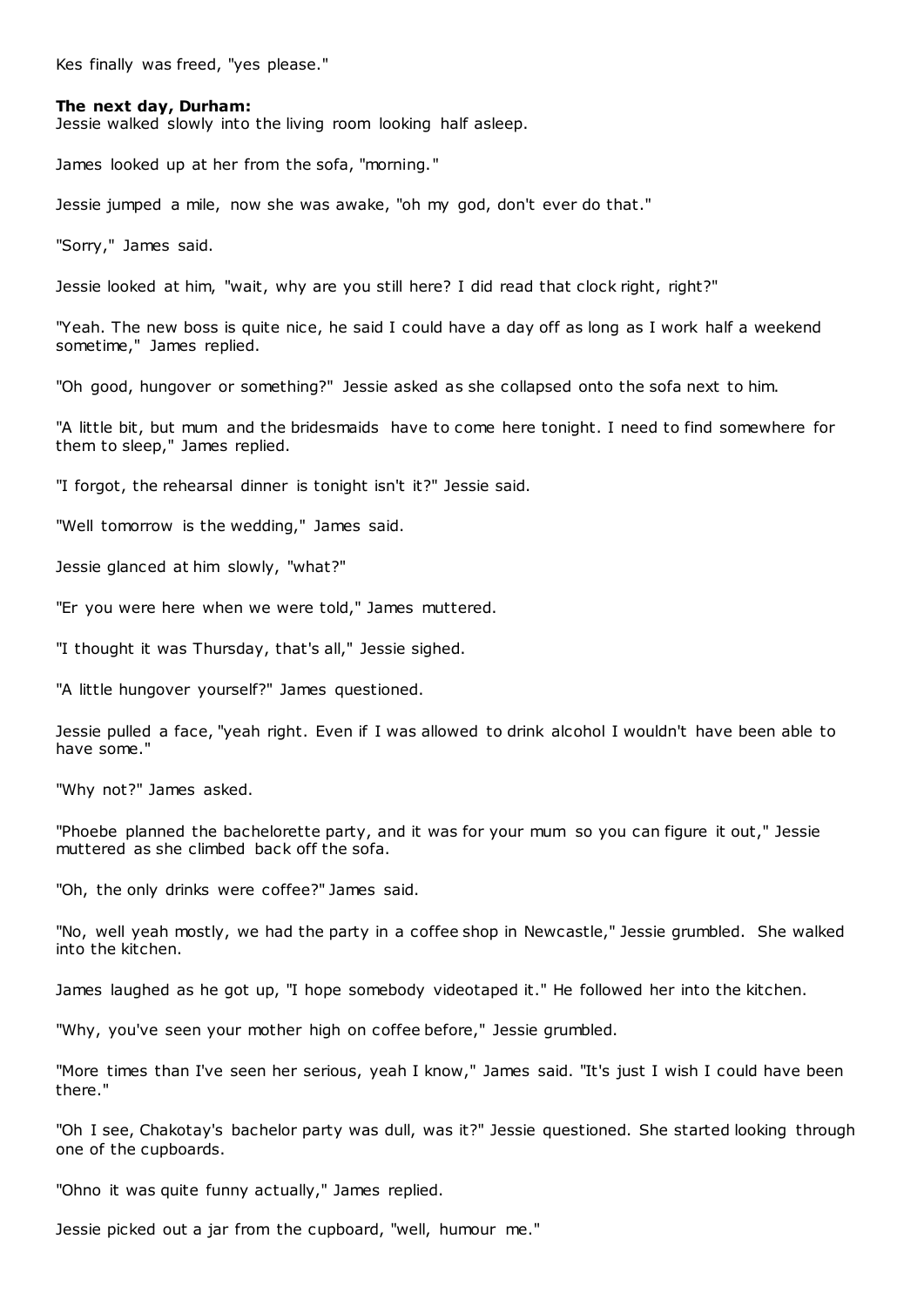Kes finally was freed, "yes please."

**The next day, Durham:**

Jessie walked slowly into the living room looking half asleep.

James looked up at her from the sofa, "morning."

Jessie jumped a mile, now she was awake, "oh my god, don't ever do that."

"Sorry," James said.

Jessie looked at him, "wait, why are you still here? I did read that clock right, right?"

"Yeah. The new boss is quite nice, he said I could have a day off as long as I work half a weekend sometime," James replied.

"Oh good, hungover or something?" Jessie asked as she collapsed onto the sofa next to him.

"A little bit, but mum and the bridesmaids have to come here tonight. I need to find somewhere for them to sleep," James replied.

"I forgot, the rehearsal dinner is tonight isn't it?" Jessie said.

"Well tomorrow is the wedding," James said.

Jessie glanced at him slowly, "what?"

"Er you were here when we were told," James muttered.

"I thought it was Thursday, that's all," Jessie sighed.

"A little hungover yourself?" James questioned.

Jessie pulled a face, "yeah right. Even if I was allowed to drink alcohol I wouldn't have been able to have some."

"Why not?" James asked.

"Phoebe planned the bachelorette party, and it was for your mum so you can figure it out," Jessie muttered as she climbed back off the sofa.

"Oh, the only drinks were coffee?" James said.

"No, well yeah mostly, we had the party in a coffee shop in Newcastle," Jessie grumbled. She walked into the kitchen.

James laughed as he got up, "I hope somebody videotaped it." He followed her into the kitchen.

"Why, you've seen your mother high on coffee before," Jessie grumbled.

"More times than I've seen her serious, yeah I know," James said. "It's just I wish I could have been there."

"Oh I see, Chakotay's bachelor party was dull, was it?" Jessie questioned. She started looking through one of the cupboards.

"Ohno it was quite funny actually," James replied.

Jessie picked out a jar from the cupboard, "well, humour me."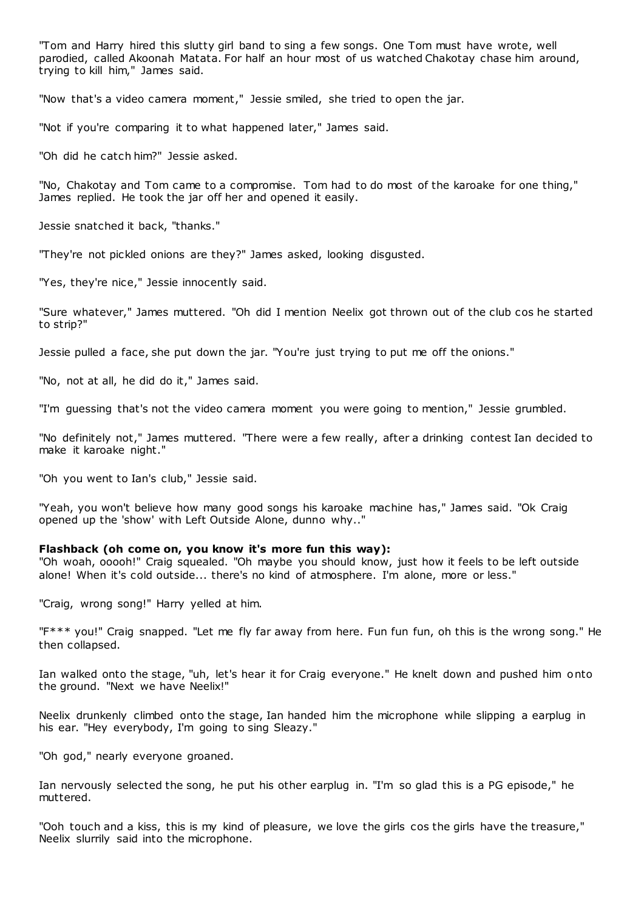"Tom and Harry hired this slutty girl band to sing a few songs. One Tom must have wrote, well parodied, called Akoonah Matata. For half an hour most of us watched Chakotay chase him around, trying to kill him," James said.

"Now that's a video camera moment," Jessie smiled, she tried to open the jar.

"Not if you're comparing it to what happened later," James said.

"Oh did he catch him?" Jessie asked.

"No, Chakotay and Tom came to a compromise. Tom had to do most of the karoake for one thing," James replied. He took the jar off her and opened it easily.

Jessie snatched it back, "thanks."

"They're not pickled onions are they?" James asked, looking disgusted.

"Yes, they're nice," Jessie innocently said.

"Sure whatever," James muttered. "Oh did I mention Neelix got thrown out of the club cos he started to strip?"

Jessie pulled a face, she put down the jar. "You're just trying to put me off the onions."

"No, not at all, he did do it," James said.

"I'm guessing that's not the video camera moment you were going to mention," Jessie grumbled.

"No definitely not," James muttered. "There were a few really, after a drinking contest Ian decided to make it karoake night."

"Oh you went to Ian's club," Jessie said.

"Yeah, you won't believe how many good songs his karoake machine has," James said. "Ok Craig opened up the 'show' with Left Outside Alone, dunno why.."

**Flashback (oh come on, you know it's more fun this way):**

"Oh woah, ooooh!" Craig squealed. "Oh maybe you should know, just how it feels to be left outside alone! When it's cold outside... there's no kind of atmosphere. I'm alone, more or less."

"Craig, wrong song!" Harry yelled at him.

"F*** you!" Craig snapped. "Let me fly far away from here. Fun fun fun, oh this is the wrong song." He then collapsed.

Ian walked onto the stage, "uh, let's hear it for Craig everyone." He knelt down and pushed him onto the ground. "Next we have Neelix!"

Neelix drunkenly climbed onto the stage, Ian handed him the microphone while slipping a earplug in his ear. "Hey everybody, I'm going to sing Sleazy."

"Oh god," nearly everyone groaned.

Ian nervously selected the song, he put his other earplug in. "I'm so glad this is a PG episode," he muttered.

"Ooh touch and a kiss, this is my kind of pleasure, we love the girls cos the girls have the treasure," Neelix slurrily said into the microphone.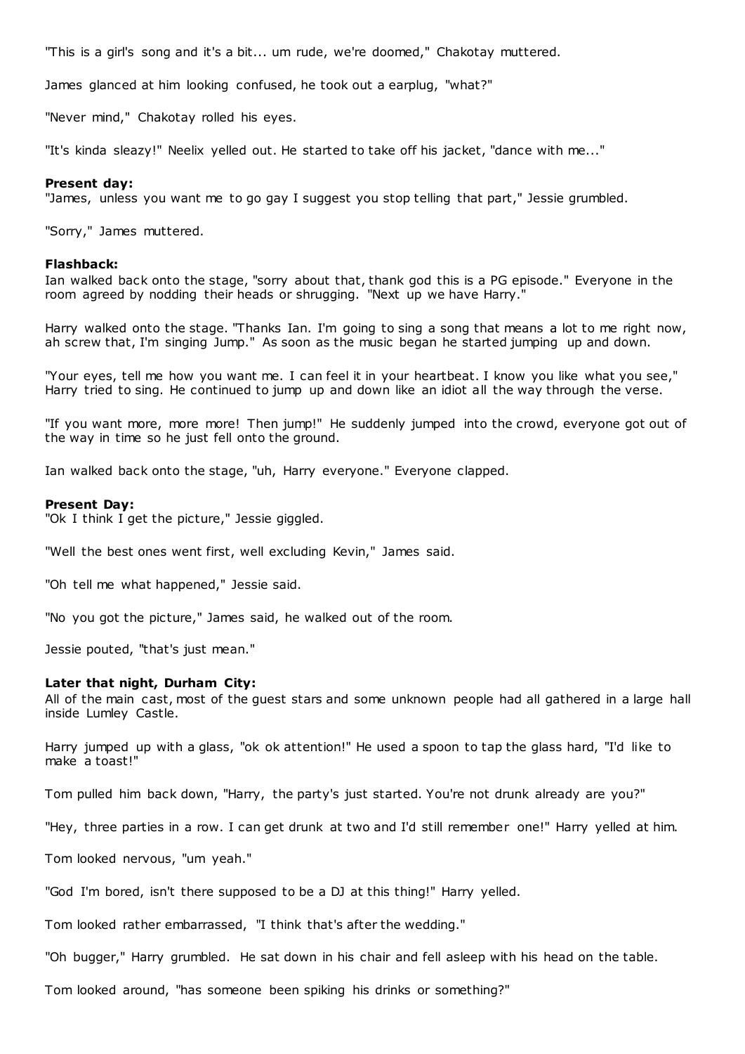"This is a girl's song and it's a bit... um rude, we're doomed," Chakotay muttered.

James glanced at him looking confused, he took out a earplug, "what?"

"Never mind," Chakotay rolled his eyes.

"It's kinda sleazy!" Neelix yelled out. He started to take off his jacket, "dance with me..."

**Present day:**
"James, unless you want me to go gay I suggest you stop telling that part," Jessie grumbled.

"Sorry," James muttered.

**Flashback:**
Ian walked back onto the stage, "sorry about that, thank god this is a PG episode." Everyone in the room agreed by nodding their heads or shrugging. "Next up we have Harry."

Harry walked onto the stage. "Thanks Ian. I'm going to sing a song that means a lot to me right now, ah screw that, I'm singing Jump." As soon as the music began he started jumping up and down.

"Your eyes, tell me how you want me. I can feel it in your heartbeat. I know you like what you see," Harry tried to sing. He continued to jump up and down like an idiot all the way through the verse.

"If you want more, more more! Then jump!" He suddenly jumped into the crowd, everyone got out of the way in time so he just fell onto the ground.

Ian walked back onto the stage, "uh, Harry everyone." Everyone clapped.

**Present Day:**
"Ok I think I get the picture," Jessie giggled.

"Well the best ones went first, well excluding Kevin," James said.

"Oh tell me what happened," Jessie said.

"No you got the picture," James said, he walked out of the room.

Jessie pouted, "that's just mean."

**Later that night, Durham City:**
All of the main cast, most of the guest stars and some unknown people had all gathered in a large hall inside Lumley Castle.

Harry jumped up with a glass, "ok ok attention!" He used a spoon to tap the glass hard, "I'd like to make a toast!"

Tom pulled him back down, "Harry, the party's just started. You're not drunk already are you?"

"Hey, three parties in a row. I can get drunk at two and I'd still remember one!" Harry yelled at him.

Tom looked nervous, "um yeah."

"God I'm bored, isn't there supposed to be a DJ at this thing!" Harry yelled.

Tom looked rather embarrassed, "I think that's after the wedding."

"Oh bugger," Harry grumbled. He sat down in his chair and fell asleep with his head on the table.

Tom looked around, "has someone been spiking his drinks or something?"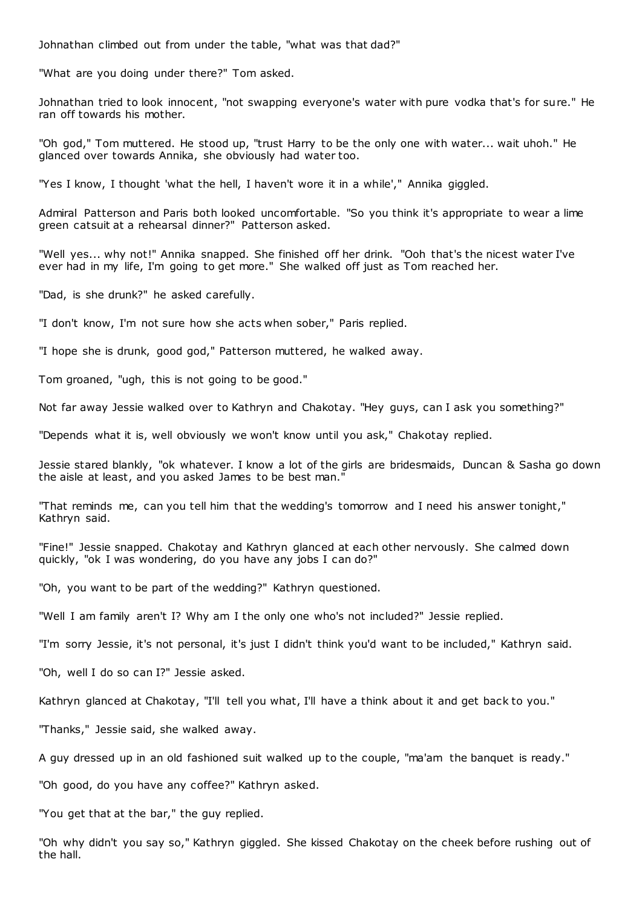Johnathan climbed out from under the table, "what was that dad?"

"What are you doing under there?" Tom asked.

Johnathan tried to look innocent, "not swapping everyone's water with pure vodka that's for sure." He ran off towards his mother.

"Oh god," Tom muttered. He stood up, "trust Harry to be the only one with water... wait uhoh." He glanced over towards Annika, she obviously had water too.

"Yes I know, I thought 'what the hell, I haven't wore it in a while'," Annika giggled.

Admiral Patterson and Paris both looked uncomfortable. "So you think it's appropriate to wear a lime green catsuit at a rehearsal dinner?" Patterson asked.

"Well yes... why not!" Annika snapped. She finished off her drink. "Ooh that's the nicest water I've ever had in my life, I'm going to get more." She walked off just as Tom reached her.

"Dad, is she drunk?" he asked carefully.

"I don't know, I'm not sure how she acts when sober," Paris replied.

"I hope she is drunk, good god," Patterson muttered, he walked away.

Tom groaned, "ugh, this is not going to be good."

Not far away Jessie walked over to Kathryn and Chakotay. "Hey guys, can I ask you something?"

"Depends what it is, well obviously we won't know until you ask," Chakotay replied.

Jessie stared blankly, "ok whatever. I know a lot of the girls are bridesmaids, Duncan & Sasha go down the aisle at least, and you asked James to be best man."

"That reminds me, can you tell him that the wedding's tomorrow and I need his answer tonight," Kathryn said.

"Fine!" Jessie snapped. Chakotay and Kathryn glanced at each other nervously. She calmed down quickly, "ok I was wondering, do you have any jobs I can do?"

"Oh, you want to be part of the wedding?" Kathryn questioned.

"Well I am family aren't I? Why am I the only one who's not included?" Jessie replied.

"I'm sorry Jessie, it's not personal, it's just I didn't think you'd want to be included," Kathryn said.

"Oh, well I do so can I?" Jessie asked.

Kathryn glanced at Chakotay, "I'll tell you what, I'll have a think about it and get back to you."

"Thanks," Jessie said, she walked away.

A guy dressed up in an old fashioned suit walked up to the couple, "ma'am the banquet is ready."

"Oh good, do you have any coffee?" Kathryn asked.

"You get that at the bar," the guy replied.

"Oh why didn't you say so," Kathryn giggled. She kissed Chakotay on the cheek before rushing out of the hall.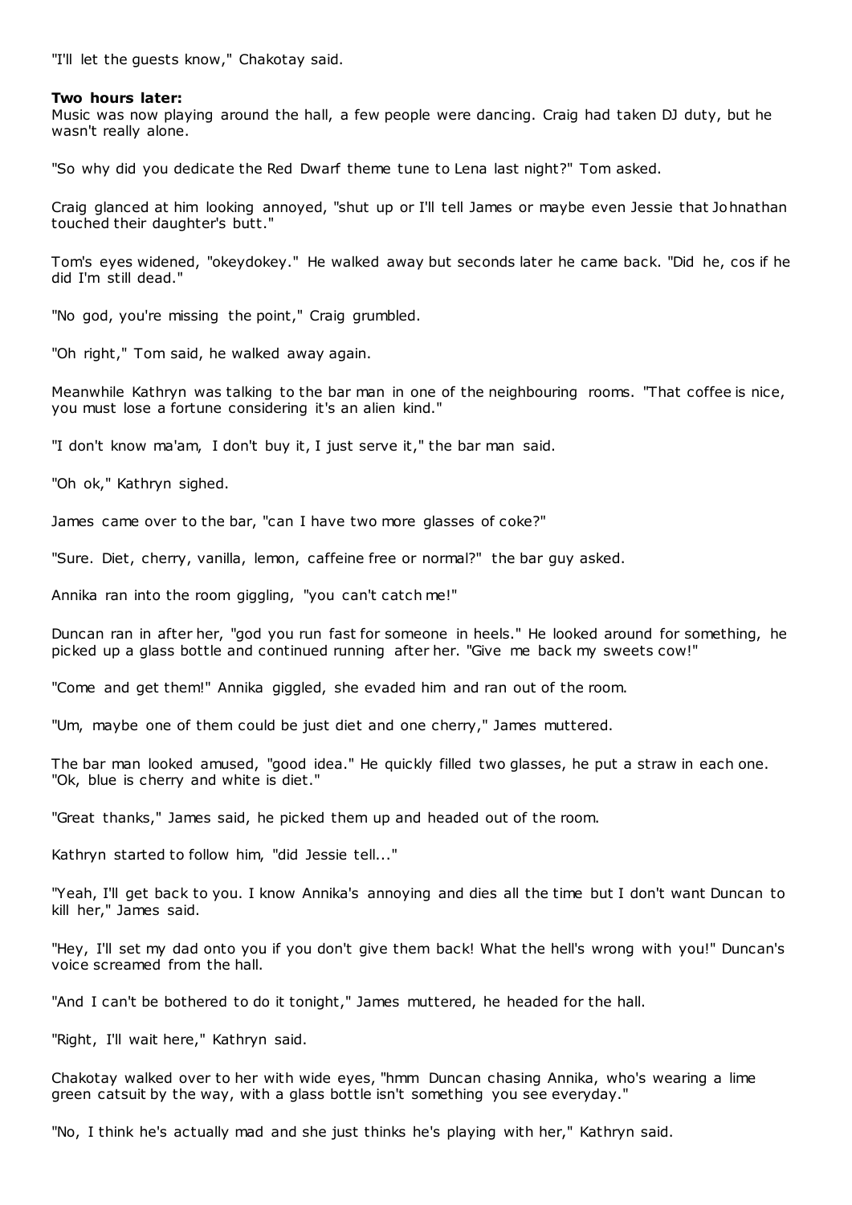"I'll let the guests know," Chakotay said.

**Two hours later:**
Music was now playing around the hall, a few people were dancing. Craig had taken DJ duty, but he wasn't really alone.

"So why did you dedicate the Red Dwarf theme tune to Lena last night?" Tom asked.

Craig glanced at him looking annoyed, "shut up or I'll tell James or maybe even Jessie that Johnathan touched their daughter's butt."

Tom's eyes widened, "okeydokey." He walked away but seconds later he came back. "Did he, cos if he did I'm still dead."

"No god, you're missing the point," Craig grumbled.

"Oh right," Tom said, he walked away again.

Meanwhile Kathryn was talking to the bar man in one of the neighbouring rooms. "That coffee is nice, you must lose a fortune considering it's an alien kind."

"I don't know ma'am, I don't buy it, I just serve it," the bar man said.

"Oh ok," Kathryn sighed.

James came over to the bar, "can I have two more glasses of coke?"

"Sure. Diet, cherry, vanilla, lemon, caffeine free or normal?" the bar guy asked.

Annika ran into the room giggling, "you can't catch me!"

Duncan ran in after her, "god you run fast for someone in heels." He looked around for something, he picked up a glass bottle and continued running after her. "Give me back my sweets cow!"

"Come and get them!" Annika giggled, she evaded him and ran out of the room.

"Um, maybe one of them could be just diet and one cherry," James muttered.

The bar man looked amused, "good idea." He quickly filled two glasses, he put a straw in each one. "Ok, blue is cherry and white is diet."

"Great thanks," James said, he picked them up and headed out of the room.

Kathryn started to follow him, "did Jessie tell..."

"Yeah, I'll get back to you. I know Annika's annoying and dies all the time but I don't want Duncan to kill her," James said.

"Hey, I'll set my dad onto you if you don't give them back! What the hell's wrong with you!" Duncan's voice screamed from the hall.

"And I can't be bothered to do it tonight," James muttered, he headed for the hall.

"Right, I'll wait here," Kathryn said.

Chakotay walked over to her with wide eyes, "hmm Duncan chasing Annika, who's wearing a lime green catsuit by the way, with a glass bottle isn't something you see everyday."

"No, I think he's actually mad and she just thinks he's playing with her," Kathryn said.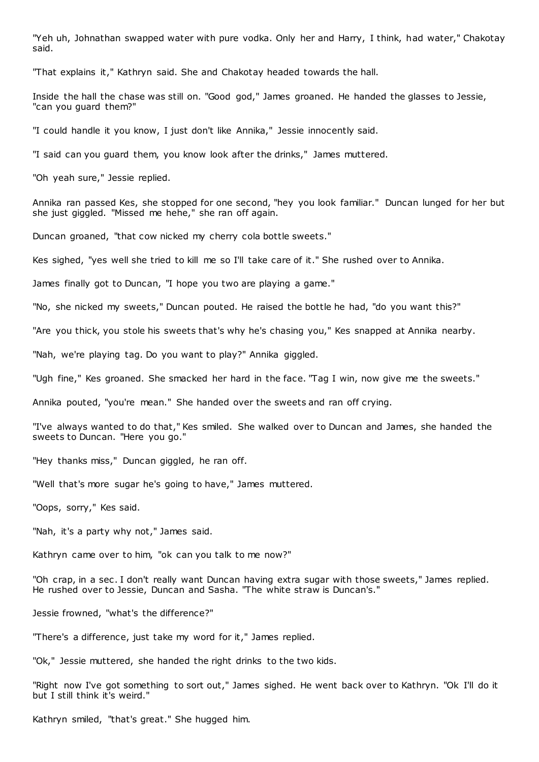"Yeh uh, Johnathan swapped water with pure vodka. Only her and Harry, I think, had water," Chakotay said.

"That explains it," Kathryn said. She and Chakotay headed towards the hall.

Inside the hall the chase was still on. "Good god," James groaned. He handed the glasses to Jessie, "can you guard them?"

"I could handle it you know, I just don't like Annika," Jessie innocently said.

"I said can you guard them, you know look after the drinks," James muttered.

"Oh yeah sure," Jessie replied.

Annika ran passed Kes, she stopped for one second, "hey you look familiar." Duncan lunged for her but she just giggled. "Missed me hehe," she ran off again.

Duncan groaned, "that cow nicked my cherry cola bottle sweets."

Kes sighed, "yes well she tried to kill me so I'll take care of it." She rushed over to Annika.

James finally got to Duncan, "I hope you two are playing a game."

"No, she nicked my sweets," Duncan pouted. He raised the bottle he had, "do you want this?"

"Are you thick, you stole his sweets that's why he's chasing you," Kes snapped at Annika nearby.

"Nah, we're playing tag. Do you want to play?" Annika giggled.

"Ugh fine," Kes groaned. She smacked her hard in the face. "Tag I win, now give me the sweets."

Annika pouted, "you're mean." She handed over the sweets and ran off crying.

"I've always wanted to do that," Kes smiled. She walked over to Duncan and James, she handed the sweets to Duncan. "Here you go."

"Hey thanks miss," Duncan giggled, he ran off.

"Well that's more sugar he's going to have," James muttered.

"Oops, sorry," Kes said.

"Nah, it's a party why not," James said.

Kathryn came over to him, "ok can you talk to me now?"

"Oh crap, in a sec. I don't really want Duncan having extra sugar with those sweets," James replied. He rushed over to Jessie, Duncan and Sasha. "The white straw is Duncan's."

Jessie frowned, "what's the difference?"

"There's a difference, just take my word for it," James replied.

"Ok," Jessie muttered, she handed the right drinks to the two kids.

"Right now I've got something to sort out," James sighed. He went back over to Kathryn. "Ok I'll do it but I still think it's weird."

Kathryn smiled, "that's great." She hugged him.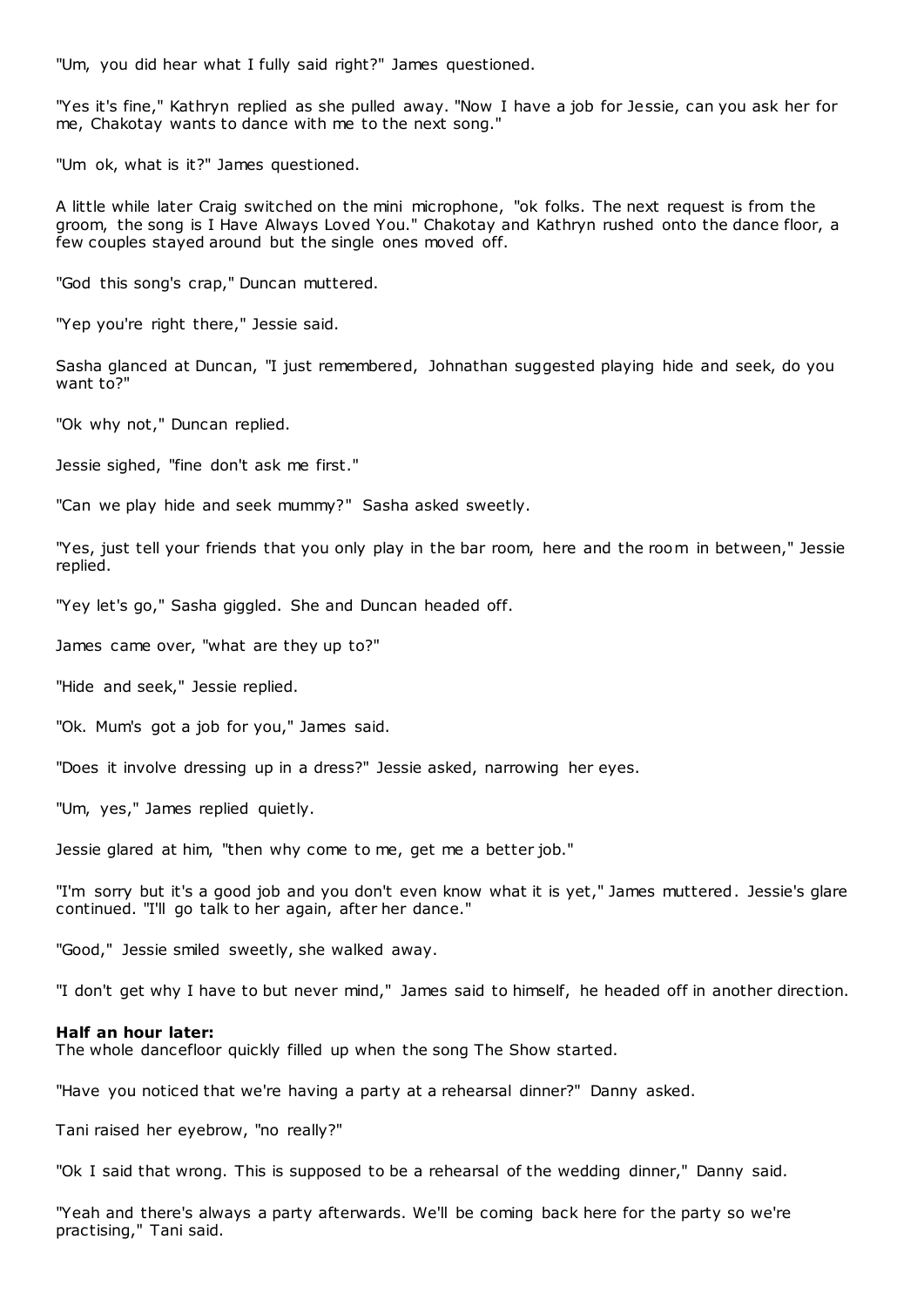"Um, you did hear what I fully said right?" James questioned.

"Yes it's fine," Kathryn replied as she pulled away. "Now I have a job for Jessie, can you ask her for me, Chakotay wants to dance with me to the next song."

"Um ok, what is it?" James questioned.

A little while later Craig switched on the mini microphone, "ok folks. The next request is from the groom, the song is I Have Always Loved You." Chakotay and Kathryn rushed onto the dance floor, a few couples stayed around but the single ones moved off.

"God this song's crap," Duncan muttered.

"Yep you're right there," Jessie said.

Sasha glanced at Duncan, "I just remembered, Johnathan suggested playing hide and seek, do you want to?"

"Ok why not," Duncan replied.

Jessie sighed, "fine don't ask me first."

"Can we play hide and seek mummy?" Sasha asked sweetly.

"Yes, just tell your friends that you only play in the bar room, here and the room in between," Jessie replied.

"Yey let's go," Sasha giggled. She and Duncan headed off.

James came over, "what are they up to?"

"Hide and seek," Jessie replied.

"Ok. Mum's got a job for you," James said.

"Does it involve dressing up in a dress?" Jessie asked, narrowing her eyes.

"Um, yes," James replied quietly.

Jessie glared at him, "then why come to me, get me a better job."

"I'm sorry but it's a good job and you don't even know what it is yet," James muttered. Jessie's glare continued. "I'll go talk to her again, after her dance."

"Good," Jessie smiled sweetly, she walked away.

"I don't get why I have to but never mind," James said to himself, he headed off in another direction.

**Half an hour later:**
The whole dancefloor quickly filled up when the song The Show started.

"Have you noticed that we're having a party at a rehearsal dinner?" Danny asked.

Tani raised her eyebrow, "no really?"

"Ok I said that wrong. This is supposed to be a rehearsal of the wedding dinner," Danny said.

"Yeah and there's always a party afterwards. We'll be coming back here for the party so we're practising," Tani said.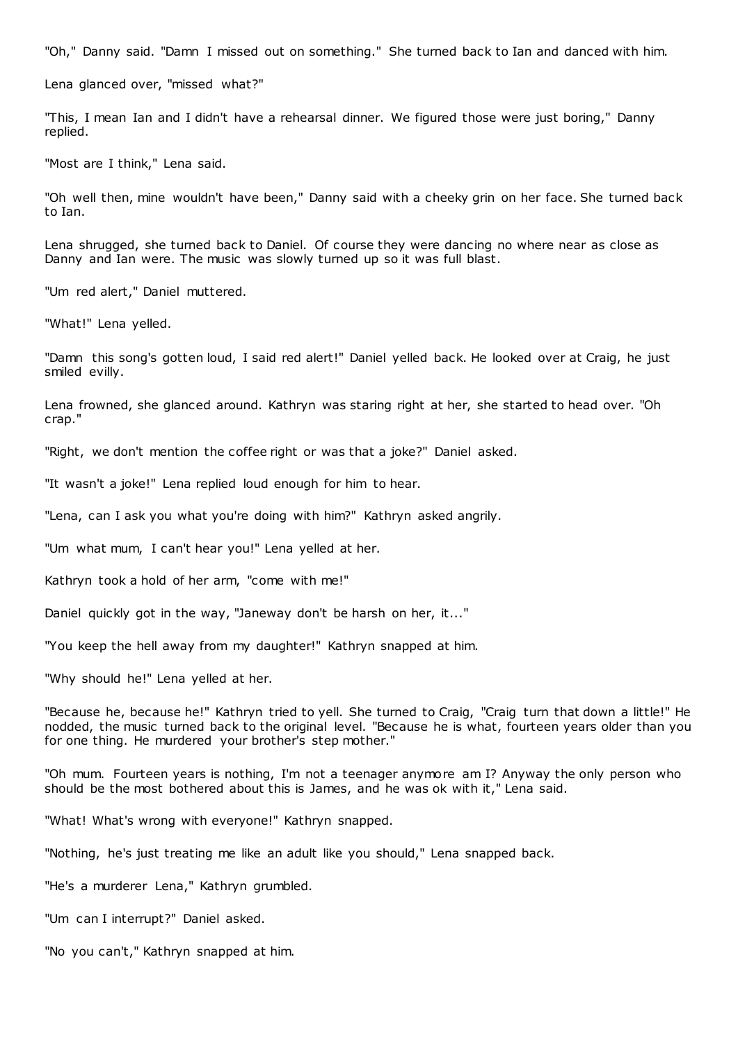"Oh," Danny said. "Damn I missed out on something." She turned back to Ian and danced with him.

Lena glanced over, "missed what?"

"This, I mean Ian and I didn't have a rehearsal dinner. We figured those were just boring," Danny replied.

"Most are I think," Lena said.

"Oh well then, mine wouldn't have been," Danny said with a cheeky grin on her face. She turned back to Ian.

Lena shrugged, she turned back to Daniel. Of course they were dancing no where near as close as Danny and Ian were. The music was slowly turned up so it was full blast.

"Um red alert," Daniel muttered.

"What!" Lena yelled.

"Damn this song's gotten loud, I said red alert!" Daniel yelled back. He looked over at Craig, he just smiled evilly.

Lena frowned, she glanced around. Kathryn was staring right at her, she started to head over. "Oh crap."

"Right, we don't mention the coffee right or was that a joke?" Daniel asked.

"It wasn't a joke!" Lena replied loud enough for him to hear.

"Lena, can I ask you what you're doing with him?" Kathryn asked angrily.

"Um what mum, I can't hear you!" Lena yelled at her.

Kathryn took a hold of her arm, "come with me!"

Daniel quickly got in the way, "Janeway don't be harsh on her, it..."

"You keep the hell away from my daughter!" Kathryn snapped at him.

"Why should he!" Lena yelled at her.

"Because he, because he!" Kathryn tried to yell. She turned to Craig, "Craig turn that down a little!" He nodded, the music turned back to the original level. "Because he is what, fourteen years older than you for one thing. He murdered your brother's step mother."

"Oh mum. Fourteen years is nothing, I'm not a teenager anymore am I? Anyway the only person who should be the most bothered about this is James, and he was ok with it," Lena said.

"What! What's wrong with everyone!" Kathryn snapped.

"Nothing, he's just treating me like an adult like you should," Lena snapped back.

"He's a murderer Lena," Kathryn grumbled.

"Um can I interrupt?" Daniel asked.

"No you can't," Kathryn snapped at him.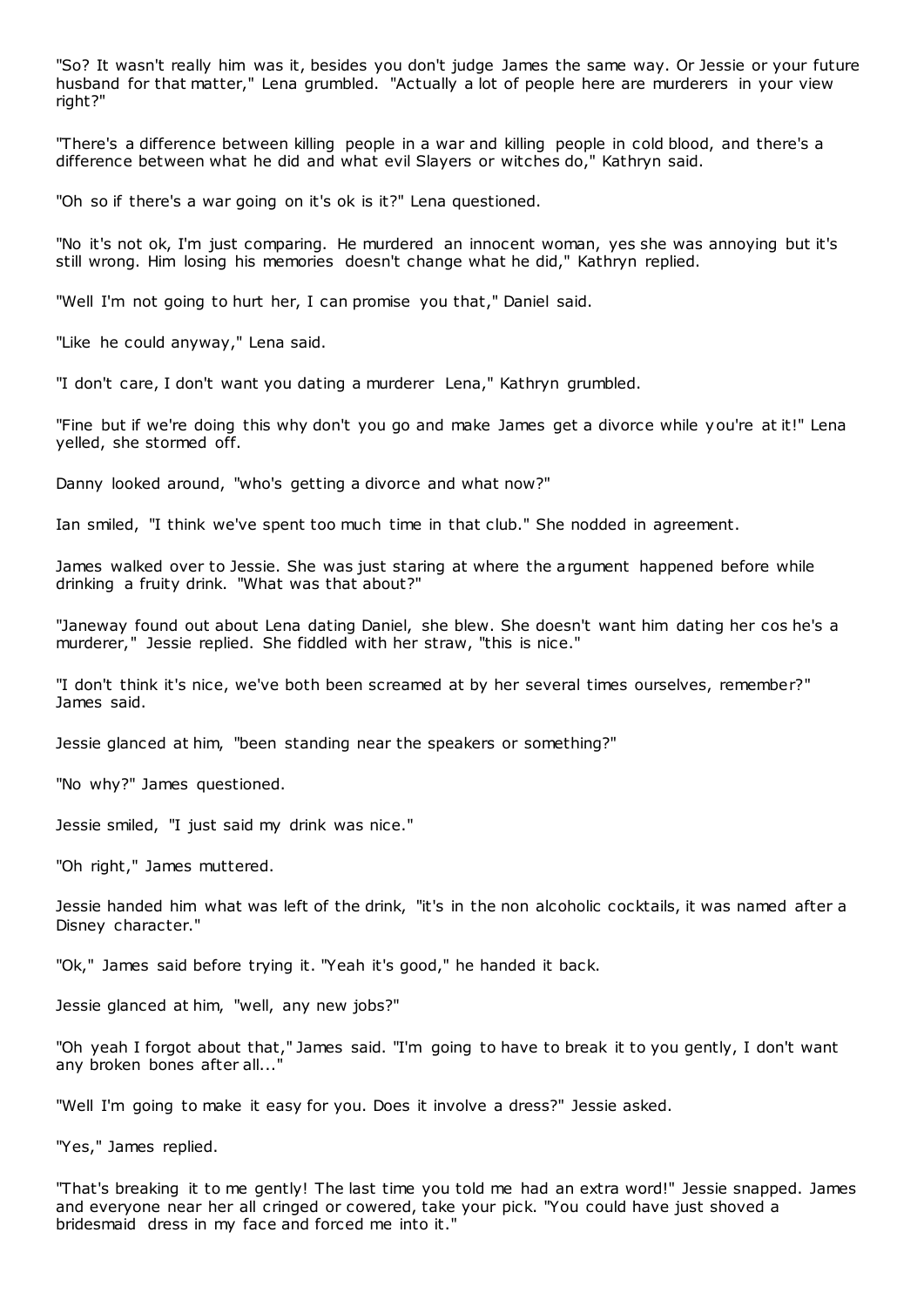"So? It wasn't really him was it, besides you don't judge James the same way. Or Jessie or your future husband for that matter," Lena grumbled. "Actually a lot of people here are murderers in your view right?"

"There's a difference between killing people in a war and killing people in cold blood, and there's a difference between what he did and what evil Slayers or witches do," Kathryn said.

"Oh so if there's a war going on it's ok is it?" Lena questioned.

"No it's not ok, I'm just comparing. He murdered an innocent woman, yes she was annoying but it's still wrong. Him losing his memories doesn't change what he did," Kathryn replied.

"Well I'm not going to hurt her, I can promise you that," Daniel said.

"Like he could anyway," Lena said.

"I don't care, I don't want you dating a murderer Lena," Kathryn grumbled.

"Fine but if we're doing this why don't you go and make James get a divorce while you're at it!" Lena yelled, she stormed off.

Danny looked around, "who's getting a divorce and what now?"

Ian smiled, "I think we've spent too much time in that club." She nodded in agreement.

James walked over to Jessie. She was just staring at where the argument happened before while drinking a fruity drink. "What was that about?"

"Janeway found out about Lena dating Daniel, she blew. She doesn't want him dating her cos he's a murderer," Jessie replied. She fiddled with her straw, "this is nice."

"I don't think it's nice, we've both been screamed at by her several times ourselves, remember?" James said.

Jessie glanced at him, "been standing near the speakers or something?"

"No why?" James questioned.

Jessie smiled, "I just said my drink was nice."

"Oh right," James muttered.

Jessie handed him what was left of the drink, "it's in the non alcoholic cocktails, it was named after a Disney character."

"Ok," James said before trying it. "Yeah it's good," he handed it back.

Jessie glanced at him, "well, any new jobs?"

"Oh yeah I forgot about that," James said. "I'm going to have to break it to you gently, I don't want any broken bones after all..."

"Well I'm going to make it easy for you. Does it involve a dress?" Jessie asked.

"Yes," James replied.

"That's breaking it to me gently! The last time you told me had an extra word!" Jessie snapped. James and everyone near her all cringed or cowered, take your pick. "You could have just shoved a bridesmaid dress in my face and forced me into it."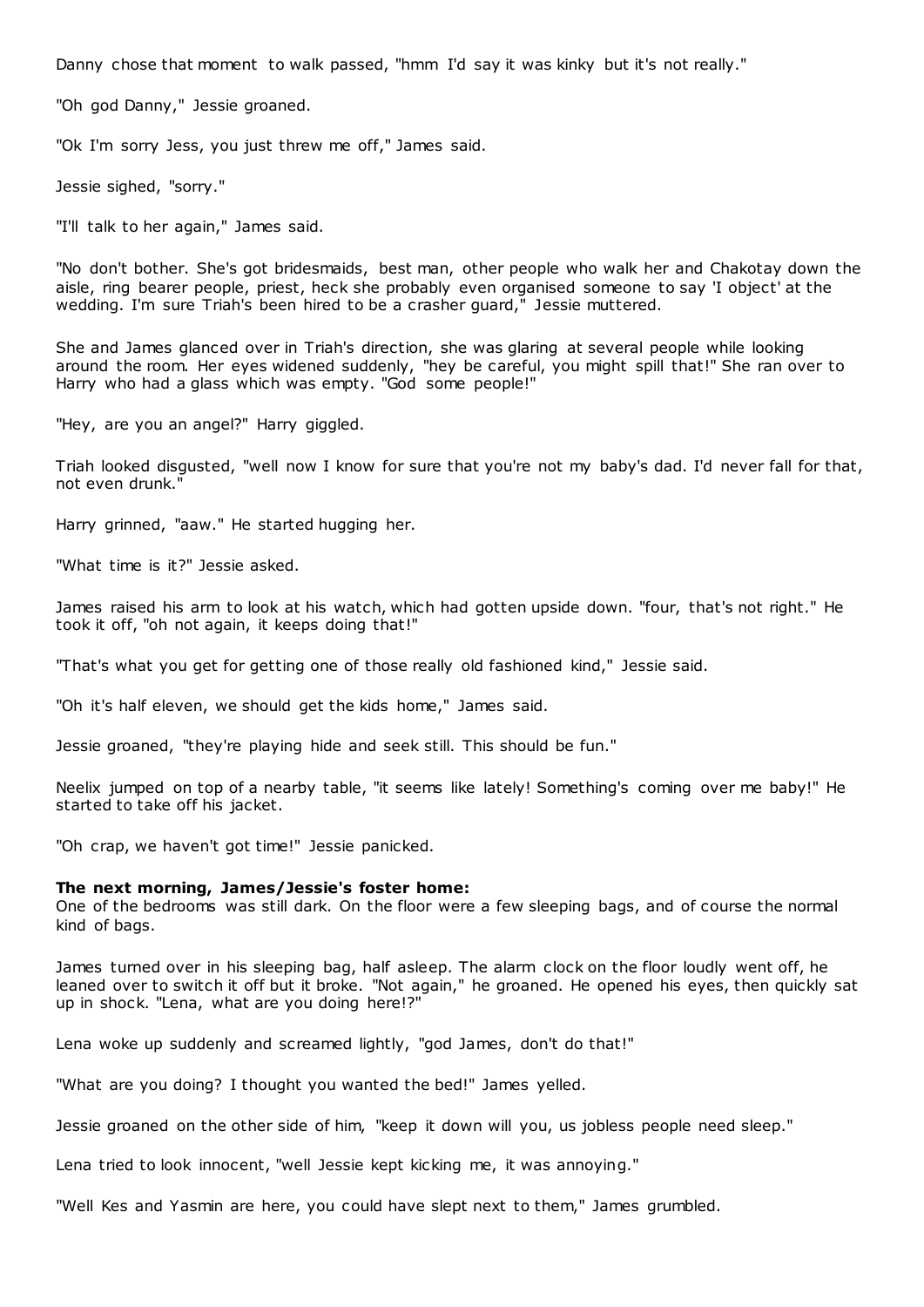Danny chose that moment to walk passed, "hmm I'd say it was kinky but it's not really."

"Oh god Danny," Jessie groaned.

"Ok I'm sorry Jess, you just threw me off," James said.

Jessie sighed, "sorry."

"I'll talk to her again," James said.

"No don't bother. She's got bridesmaids, best man, other people who walk her and Chakotay down the aisle, ring bearer people, priest, heck she probably even organised someone to say 'I object' at the wedding. I'm sure Triah's been hired to be a crasher guard," Jessie muttered.

She and James glanced over in Triah's direction, she was glaring at several people while looking around the room. Her eyes widened suddenly, "hey be careful, you might spill that!" She ran over to Harry who had a glass which was empty. "God some people!"

"Hey, are you an angel?" Harry giggled.

Triah looked disgusted, "well now I know for sure that you're not my baby's dad. I'd never fall for that, not even drunk."

Harry grinned, "aaw." He started hugging her.

"What time is it?" Jessie asked.

James raised his arm to look at his watch, which had gotten upside down. "four, that's not right." He took it off, "oh not again, it keeps doing that!"

"That's what you get for getting one of those really old fashioned kind," Jessie said.

"Oh it's half eleven, we should get the kids home," James said.

Jessie groaned, "they're playing hide and seek still. This should be fun."

Neelix jumped on top of a nearby table, "it seems like lately! Something's coming over me baby!" He started to take off his jacket.

"Oh crap, we haven't got time!" Jessie panicked.

**The next morning, James/Jessie's foster home:**
One of the bedrooms was still dark. On the floor were a few sleeping bags, and of course the normal kind of bags.

James turned over in his sleeping bag, half asleep. The alarm clock on the floor loudly went off, he leaned over to switch it off but it broke. "Not again," he groaned. He opened his eyes, then quickly sat up in shock. "Lena, what are you doing here!?"

Lena woke up suddenly and screamed lightly, "god James, don't do that!"

"What are you doing? I thought you wanted the bed!" James yelled.

Jessie groaned on the other side of him, "keep it down will you, us jobless people need sleep."

Lena tried to look innocent, "well Jessie kept kicking me, it was annoying."

"Well Kes and Yasmin are here, you could have slept next to them," James grumbled.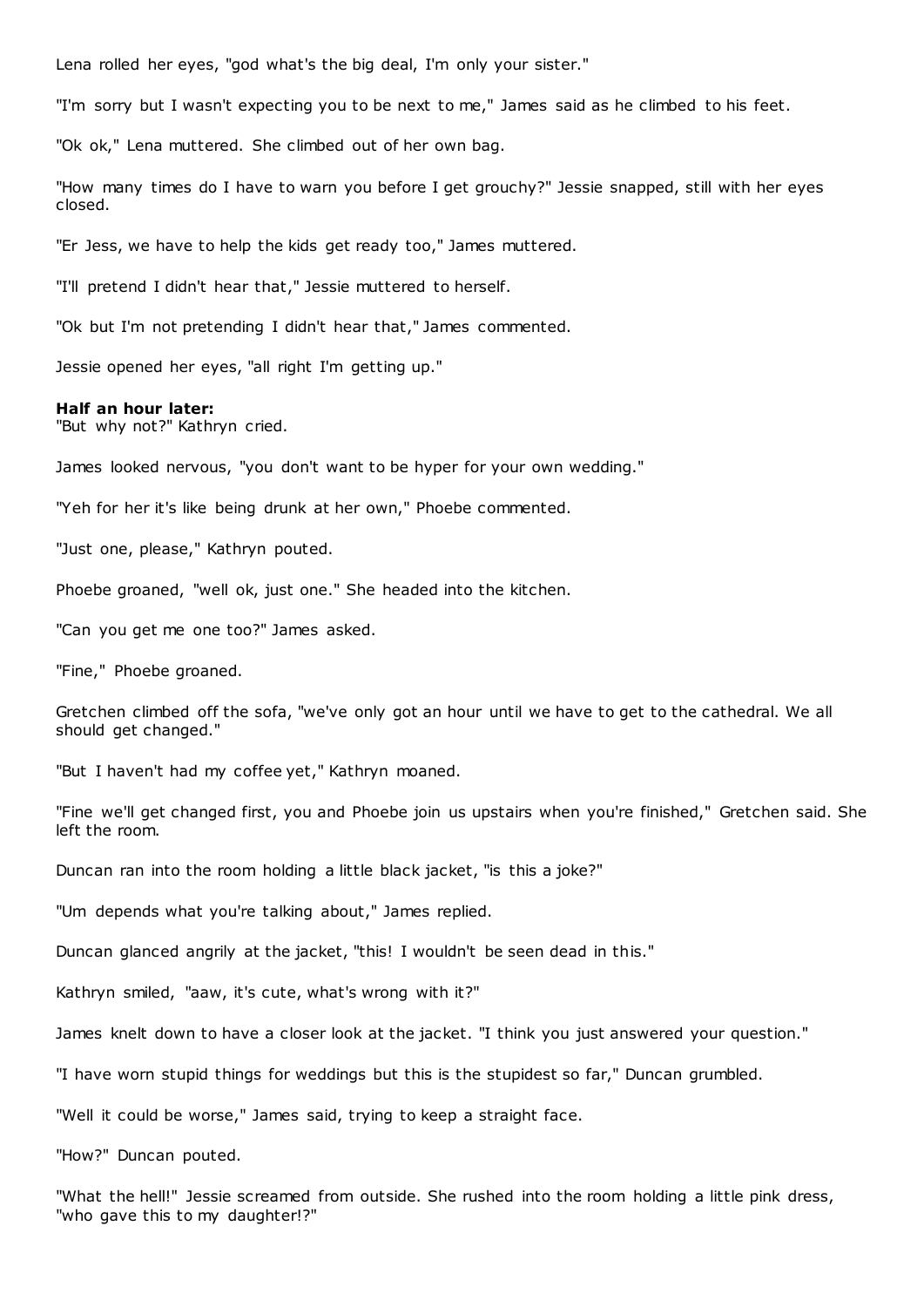Lena rolled her eyes, "god what's the big deal, I'm only your sister."

"I'm sorry but I wasn't expecting you to be next to me," James said as he climbed to his feet.

"Ok ok," Lena muttered. She climbed out of her own bag.

"How many times do I have to warn you before I get grouchy?" Jessie snapped, still with her eyes closed.

"Er Jess, we have to help the kids get ready too," James muttered.

"I'll pretend I didn't hear that," Jessie muttered to herself.

"Ok but I'm not pretending I didn't hear that," James commented.

Jessie opened her eyes, "all right I'm getting up."

**Half an hour later:**
"But why not?" Kathryn cried.

James looked nervous, "you don't want to be hyper for your own wedding."

"Yeh for her it's like being drunk at her own," Phoebe commented.

"Just one, please," Kathryn pouted.

Phoebe groaned, "well ok, just one." She headed into the kitchen.

"Can you get me one too?" James asked.

"Fine," Phoebe groaned.

Gretchen climbed off the sofa, "we've only got an hour until we have to get to the cathedral. We all should get changed."

"But I haven't had my coffee yet," Kathryn moaned.

"Fine we'll get changed first, you and Phoebe join us upstairs when you're finished," Gretchen said. She left the room.

Duncan ran into the room holding a little black jacket, "is this a joke?"

"Um depends what you're talking about," James replied.

Duncan glanced angrily at the jacket, "this! I wouldn't be seen dead in this."

Kathryn smiled, "aaw, it's cute, what's wrong with it?"

James knelt down to have a closer look at the jacket. "I think you just answered your question."

"I have worn stupid things for weddings but this is the stupidest so far," Duncan grumbled.

"Well it could be worse," James said, trying to keep a straight face.

"How?" Duncan pouted.

"What the hell!" Jessie screamed from outside. She rushed into the room holding a little pink dress, "who gave this to my daughter!?"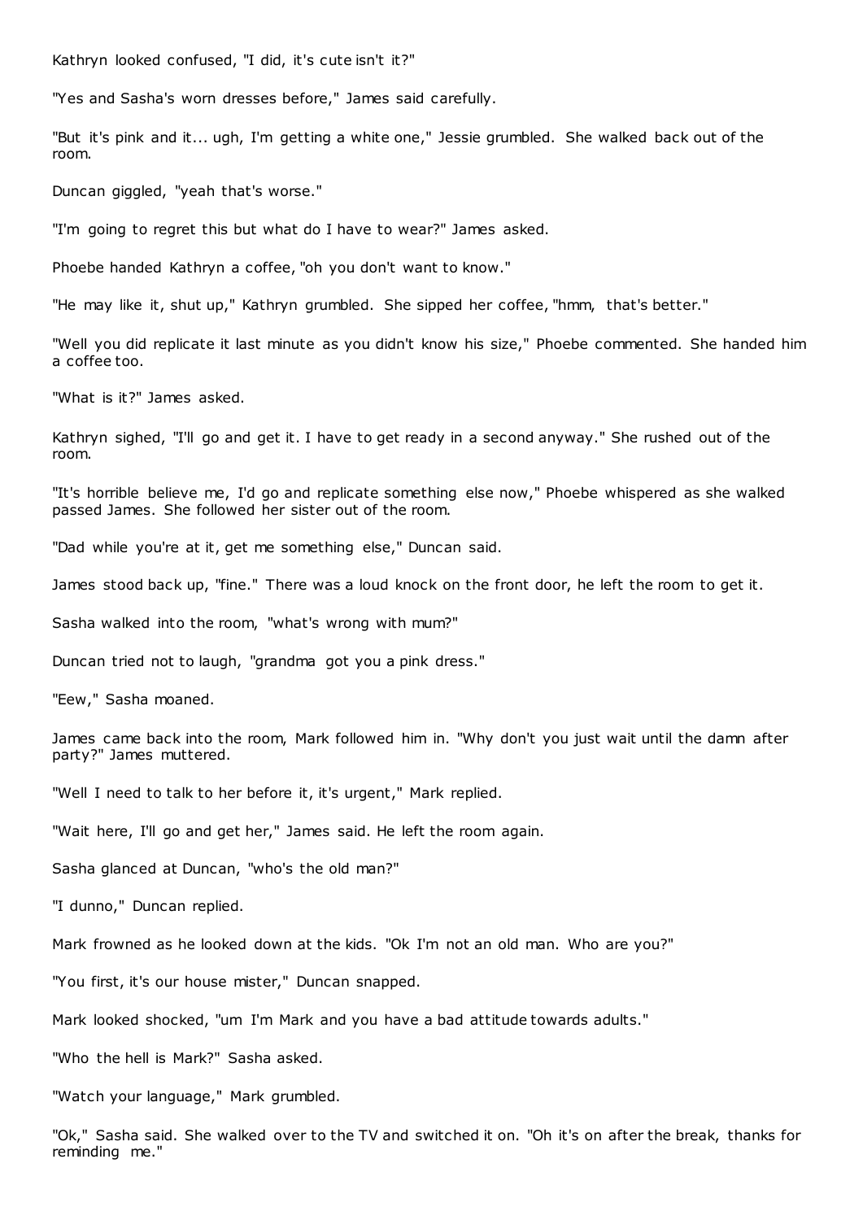Kathryn looked confused, "I did, it's cute isn't it?"

"Yes and Sasha's worn dresses before," James said carefully.

"But it's pink and it... ugh, I'm getting a white one," Jessie grumbled. She walked back out of the room.

Duncan giggled, "yeah that's worse."

"I'm going to regret this but what do I have to wear?" James asked.

Phoebe handed Kathryn a coffee, "oh you don't want to know."

"He may like it, shut up," Kathryn grumbled. She sipped her coffee, "hmm, that's better."

"Well you did replicate it last minute as you didn't know his size," Phoebe commented. She handed him a coffee too.

"What is it?" James asked.

Kathryn sighed, "I'll go and get it. I have to get ready in a second anyway." She rushed out of the room.

"It's horrible believe me, I'd go and replicate something else now," Phoebe whispered as she walked passed James. She followed her sister out of the room.

"Dad while you're at it, get me something else," Duncan said.

James stood back up, "fine." There was a loud knock on the front door, he left the room to get it.

Sasha walked into the room, "what's wrong with mum?"

Duncan tried not to laugh, "grandma got you a pink dress."

"Eew," Sasha moaned.

James came back into the room, Mark followed him in. "Why don't you just wait until the damn after party?" James muttered.

"Well I need to talk to her before it, it's urgent," Mark replied.

"Wait here, I'll go and get her," James said. He left the room again.

Sasha glanced at Duncan, "who's the old man?"

"I dunno," Duncan replied.

Mark frowned as he looked down at the kids. "Ok I'm not an old man. Who are you?"

"You first, it's our house mister," Duncan snapped.

Mark looked shocked, "um I'm Mark and you have a bad attitude towards adults."

"Who the hell is Mark?" Sasha asked.

"Watch your language," Mark grumbled.

"Ok," Sasha said. She walked over to the TV and switched it on. "Oh it's on after the break, thanks for reminding me."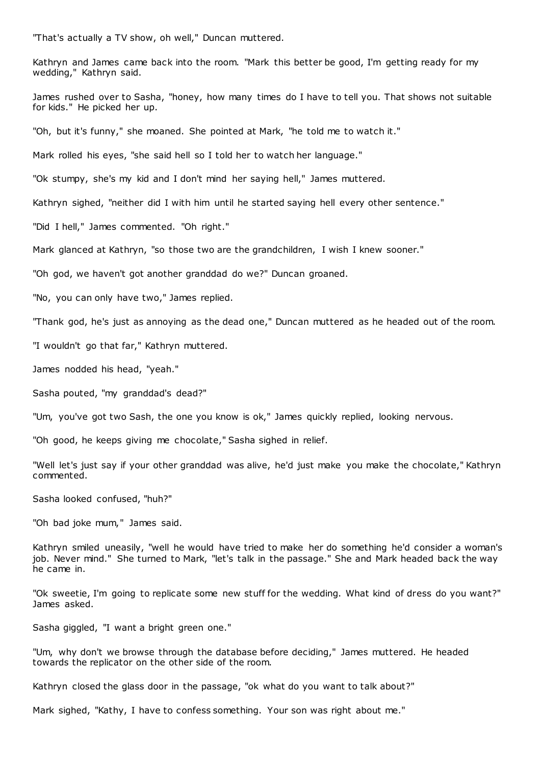"That's actually a TV show, oh well," Duncan muttered.

Kathryn and James came back into the room. "Mark this better be good, I'm getting ready for my wedding," Kathryn said.

James rushed over to Sasha, "honey, how many times do I have to tell you. That shows not suitable for kids." He picked her up.

"Oh, but it's funny," she moaned. She pointed at Mark, "he told me to watch it."

Mark rolled his eyes, "she said hell so I told her to watch her language."

"Ok stumpy, she's my kid and I don't mind her saying hell," James muttered.

Kathryn sighed, "neither did I with him until he started saying hell every other sentence."

"Did I hell," James commented. "Oh right."

Mark glanced at Kathryn, "so those two are the grandchildren, I wish I knew sooner."

"Oh god, we haven't got another granddad do we?" Duncan groaned.

"No, you can only have two," James replied.

"Thank god, he's just as annoying as the dead one," Duncan muttered as he headed out of the room.

"I wouldn't go that far," Kathryn muttered.

James nodded his head, "yeah."

Sasha pouted, "my granddad's dead?"

"Um, you've got two Sash, the one you know is ok," James quickly replied, looking nervous.

"Oh good, he keeps giving me chocolate," Sasha sighed in relief.

"Well let's just say if your other granddad was alive, he'd just make you make the chocolate," Kathryn commented.

Sasha looked confused, "huh?"

"Oh bad joke mum," James said.

Kathryn smiled uneasily, "well he would have tried to make her do something he'd consider a woman's job. Never mind." She turned to Mark, "let's talk in the passage." She and Mark headed back the way he came in.

"Ok sweetie, I'm going to replicate some new stuff for the wedding. What kind of dress do you want?" James asked.

Sasha giggled, "I want a bright green one."

"Um, why don't we browse through the database before deciding," James muttered. He headed towards the replicator on the other side of the room.

Kathryn closed the glass door in the passage, "ok what do you want to talk about?"

Mark sighed, "Kathy, I have to confess something. Your son was right about me."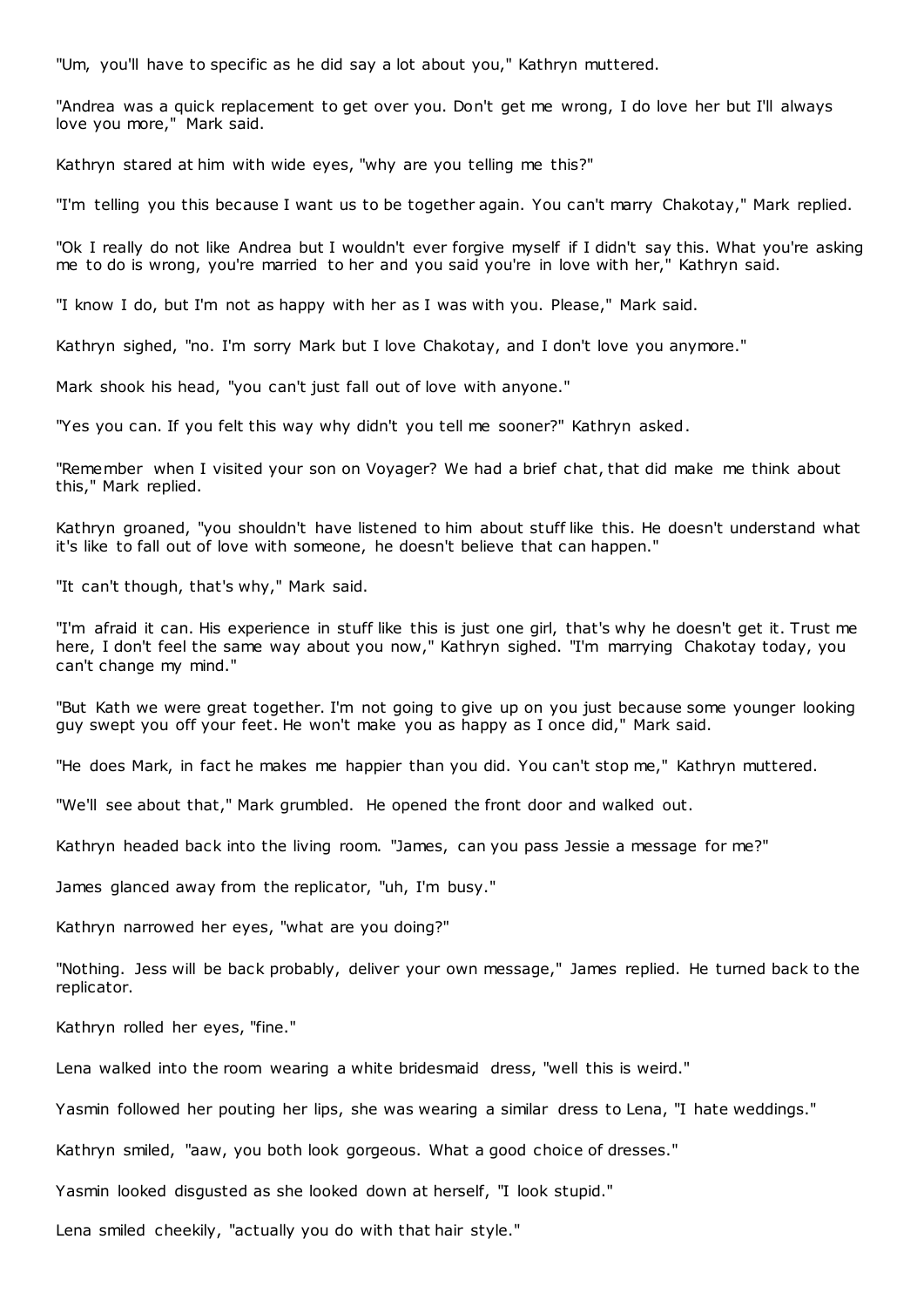"Um, you'll have to specific as he did say a lot about you," Kathryn muttered.

"Andrea was a quick replacement to get over you. Don't get me wrong, I do love her but I'll always love you more," Mark said.

Kathryn stared at him with wide eyes, "why are you telling me this?"

"I'm telling you this because I want us to be together again. You can't marry Chakotay," Mark replied.

"Ok I really do not like Andrea but I wouldn't ever forgive myself if I didn't say this. What you're asking me to do is wrong, you're married to her and you said you're in love with her," Kathryn said.

"I know I do, but I'm not as happy with her as I was with you. Please," Mark said.

Kathryn sighed, "no. I'm sorry Mark but I love Chakotay, and I don't love you anymore."

Mark shook his head, "you can't just fall out of love with anyone."

"Yes you can. If you felt this way why didn't you tell me sooner?" Kathryn asked.

"Remember when I visited your son on Voyager? We had a brief chat, that did make me think about this," Mark replied.

Kathryn groaned, "you shouldn't have listened to him about stuff like this. He doesn't understand what it's like to fall out of love with someone, he doesn't believe that can happen."

"It can't though, that's why," Mark said.

"I'm afraid it can. His experience in stuff like this is just one girl, that's why he doesn't get it. Trust me here, I don't feel the same way about you now," Kathryn sighed. "I'm marrying Chakotay today, you can't change my mind."

"But Kath we were great together. I'm not going to give up on you just because some younger looking guy swept you off your feet. He won't make you as happy as I once did," Mark said.

"He does Mark, in fact he makes me happier than you did. You can't stop me," Kathryn muttered.

"We'll see about that," Mark grumbled. He opened the front door and walked out.

Kathryn headed back into the living room. "James, can you pass Jessie a message for me?"

James glanced away from the replicator, "uh, I'm busy."

Kathryn narrowed her eyes, "what are you doing?"

"Nothing. Jess will be back probably, deliver your own message," James replied. He turned back to the replicator.

Kathryn rolled her eyes, "fine."

Lena walked into the room wearing a white bridesmaid dress, "well this is weird."

Yasmin followed her pouting her lips, she was wearing a similar dress to Lena, "I hate weddings."

Kathryn smiled, "aaw, you both look gorgeous. What a good choice of dresses."

Yasmin looked disgusted as she looked down at herself, "I look stupid."

Lena smiled cheekily, "actually you do with that hair style."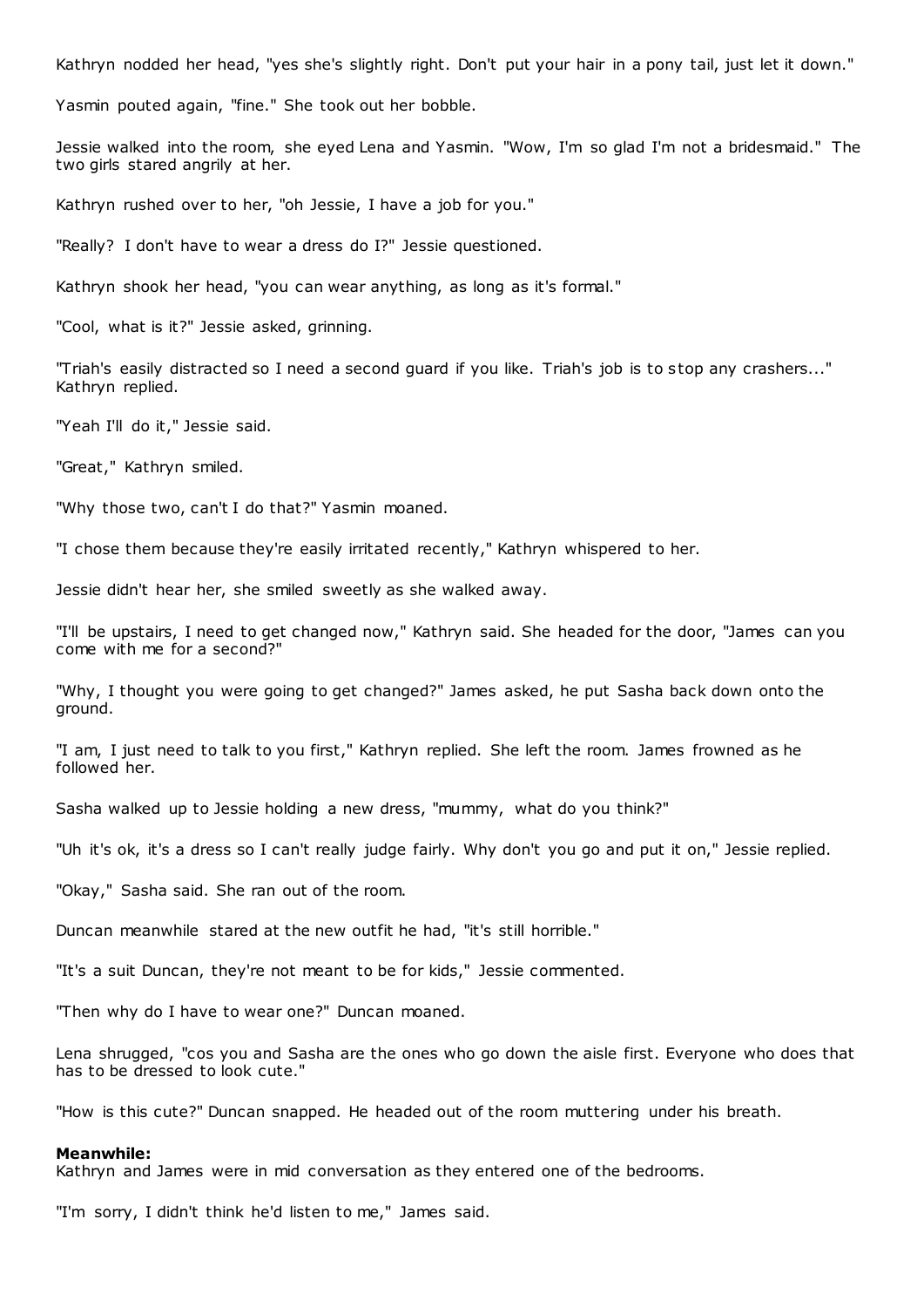Kathryn nodded her head, "yes she's slightly right. Don't put your hair in a pony tail, just let it down."

Yasmin pouted again, "fine." She took out her bobble.

Jessie walked into the room, she eyed Lena and Yasmin. "Wow, I'm so glad I'm not a bridesmaid." The two girls stared angrily at her.

Kathryn rushed over to her, "oh Jessie, I have a job for you."

"Really? I don't have to wear a dress do I?" Jessie questioned.

Kathryn shook her head, "you can wear anything, as long as it's formal."

"Cool, what is it?" Jessie asked, grinning.

"Triah's easily distracted so I need a second guard if you like. Triah's job is to stop any crashers..." Kathryn replied.

"Yeah I'll do it," Jessie said.

"Great," Kathryn smiled.

"Why those two, can't I do that?" Yasmin moaned.

"I chose them because they're easily irritated recently," Kathryn whispered to her.

Jessie didn't hear her, she smiled sweetly as she walked away.

"I'll be upstairs, I need to get changed now," Kathryn said. She headed for the door, "James can you come with me for a second?"

"Why, I thought you were going to get changed?" James asked, he put Sasha back down onto the ground.

"I am, I just need to talk to you first," Kathryn replied. She left the room. James frowned as he followed her.

Sasha walked up to Jessie holding a new dress, "mummy, what do you think?"

"Uh it's ok, it's a dress so I can't really judge fairly. Why don't you go and put it on," Jessie replied.

"Okay," Sasha said. She ran out of the room.

Duncan meanwhile stared at the new outfit he had, "it's still horrible."

"It's a suit Duncan, they're not meant to be for kids," Jessie commented.

"Then why do I have to wear one?" Duncan moaned.

Lena shrugged, "cos you and Sasha are the ones who go down the aisle first. Everyone who does that has to be dressed to look cute."

"How is this cute?" Duncan snapped. He headed out of the room muttering under his breath.

**Meanwhile:**
Kathryn and James were in mid conversation as they entered one of the bedrooms.

"I'm sorry, I didn't think he'd listen to me," James said.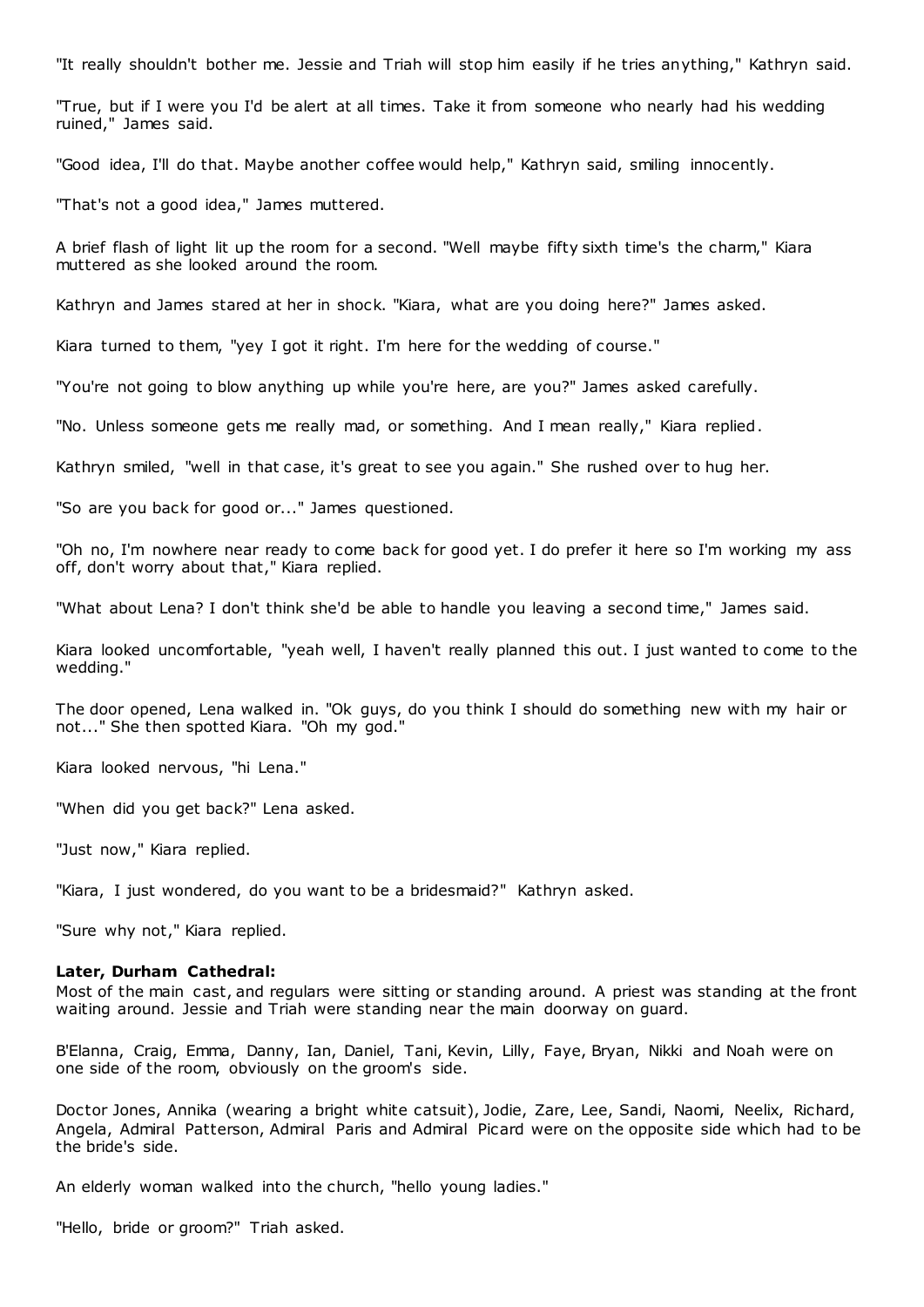"It really shouldn't bother me. Jessie and Triah will stop him easily if he tries anything," Kathryn said.

"True, but if I were you I'd be alert at all times. Take it from someone who nearly had his wedding ruined," James said.

"Good idea, I'll do that. Maybe another coffee would help," Kathryn said, smiling innocently.

"That's not a good idea," James muttered.

A brief flash of light lit up the room for a second. "Well maybe fifty sixth time's the charm," Kiara muttered as she looked around the room.

Kathryn and James stared at her in shock. "Kiara, what are you doing here?" James asked.

Kiara turned to them, "yey I got it right. I'm here for the wedding of course."

"You're not going to blow anything up while you're here, are you?" James asked carefully.

"No. Unless someone gets me really mad, or something. And I mean really," Kiara replied.

Kathryn smiled, "well in that case, it's great to see you again." She rushed over to hug her.

"So are you back for good or..." James questioned.

"Oh no, I'm nowhere near ready to come back for good yet. I do prefer it here so I'm working my ass off, don't worry about that," Kiara replied.

"What about Lena? I don't think she'd be able to handle you leaving a second time," James said.

Kiara looked uncomfortable, "yeah well, I haven't really planned this out. I just wanted to come to the wedding."

The door opened, Lena walked in. "Ok guys, do you think I should do something new with my hair or not..." She then spotted Kiara. "Oh my god."

Kiara looked nervous, "hi Lena."

"When did you get back?" Lena asked.

"Just now," Kiara replied.

"Kiara, I just wondered, do you want to be a bridesmaid?" Kathryn asked.

"Sure why not," Kiara replied.

**Later, Durham Cathedral:**
Most of the main cast, and regulars were sitting or standing around. A priest was standing at the front waiting around. Jessie and Triah were standing near the main doorway on guard.

B'Elanna, Craig, Emma, Danny, Ian, Daniel, Tani, Kevin, Lilly, Faye, Bryan, Nikki and Noah were on one side of the room, obviously on the groom's side.

Doctor Jones, Annika (wearing a bright white catsuit), Jodie, Zare, Lee, Sandi, Naomi, Neelix, Richard, Angela, Admiral Patterson, Admiral Paris and Admiral Picard were on the opposite side which had to be the bride's side.

An elderly woman walked into the church, "hello young ladies."

"Hello, bride or groom?" Triah asked.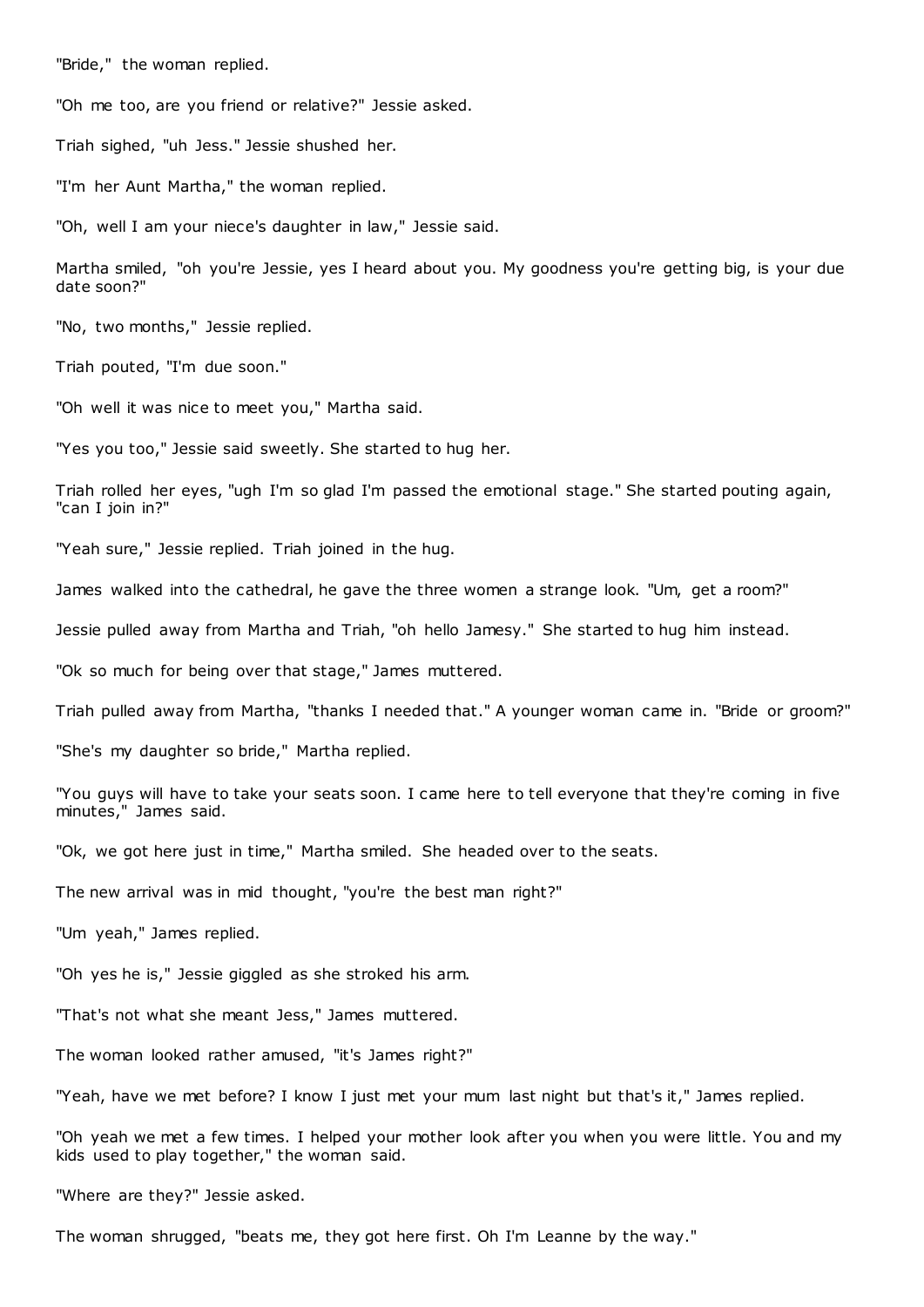"Bride," the woman replied.

"Oh me too, are you friend or relative?" Jessie asked.

Triah sighed, "uh Jess." Jessie shushed her.

"I'm her Aunt Martha," the woman replied.

"Oh, well I am your niece's daughter in law," Jessie said.

Martha smiled, "oh you're Jessie, yes I heard about you. My goodness you're getting big, is your due date soon?"

"No, two months," Jessie replied.

Triah pouted, "I'm due soon."

"Oh well it was nice to meet you," Martha said.

"Yes you too," Jessie said sweetly. She started to hug her.

Triah rolled her eyes, "ugh I'm so glad I'm passed the emotional stage." She started pouting again, "can I join in?"

"Yeah sure," Jessie replied. Triah joined in the hug.

James walked into the cathedral, he gave the three women a strange look. "Um, get a room?"

Jessie pulled away from Martha and Triah, "oh hello Jamesy." She started to hug him instead.

"Ok so much for being over that stage," James muttered.

Triah pulled away from Martha, "thanks I needed that." A younger woman came in. "Bride or groom?"

"She's my daughter so bride," Martha replied.

"You guys will have to take your seats soon. I came here to tell everyone that they're coming in five minutes," James said.

"Ok, we got here just in time," Martha smiled. She headed over to the seats.

The new arrival was in mid thought, "you're the best man right?"

"Um yeah," James replied.

"Oh yes he is," Jessie giggled as she stroked his arm.

"That's not what she meant Jess," James muttered.

The woman looked rather amused, "it's James right?"

"Yeah, have we met before? I know I just met your mum last night but that's it," James replied.

"Oh yeah we met a few times. I helped your mother look after you when you were little. You and my kids used to play together," the woman said.

"Where are they?" Jessie asked.

The woman shrugged, "beats me, they got here first. Oh I'm Leanne by the way."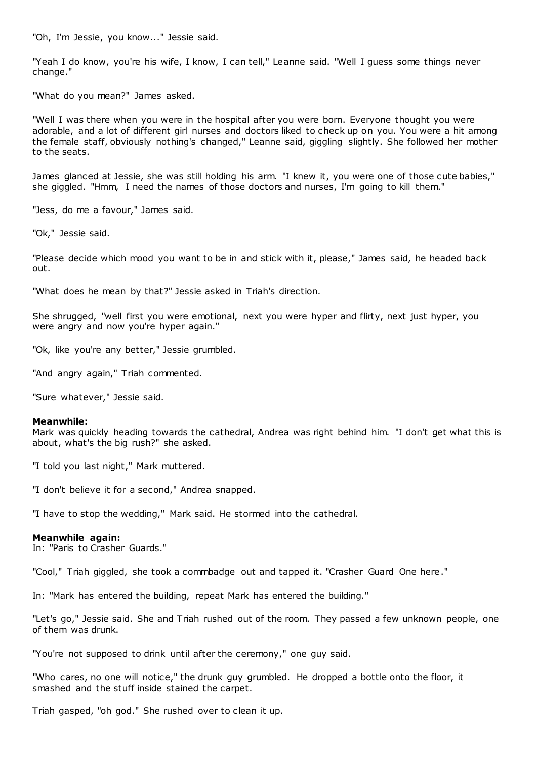"Oh, I'm Jessie, you know..." Jessie said.

"Yeah I do know, you're his wife, I know, I can tell," Leanne said. "Well I guess some things never change."

"What do you mean?" James asked.

"Well I was there when you were in the hospital after you were born. Everyone thought you were adorable, and a lot of different girl nurses and doctors liked to check up on you. You were a hit among the female staff, obviously nothing's changed," Leanne said, giggling slightly. She followed her mother to the seats.

James glanced at Jessie, she was still holding his arm. "I knew it, you were one of those cute babies," she giggled. "Hmm, I need the names of those doctors and nurses, I'm going to kill them."

"Jess, do me a favour," James said.

"Ok," Jessie said.

"Please decide which mood you want to be in and stick with it, please," James said, he headed back out.

"What does he mean by that?" Jessie asked in Triah's direction.

She shrugged, "well first you were emotional, next you were hyper and flirty, next just hyper, you were angry and now you're hyper again."

"Ok, like you're any better," Jessie grumbled.

"And angry again," Triah commented.

"Sure whatever," Jessie said.

**Meanwhile:**
Mark was quickly heading towards the cathedral, Andrea was right behind him. "I don't get what this is about, what's the big rush?" she asked.

"I told you last night," Mark muttered.

"I don't believe it for a second," Andrea snapped.

"I have to stop the wedding," Mark said. He stormed into the cathedral.

**Meanwhile again:**
In: "Paris to Crasher Guards."

"Cool," Triah giggled, she took a commbadge out and tapped it. "Crasher Guard One here."

In: "Mark has entered the building, repeat Mark has entered the building."

"Let's go," Jessie said. She and Triah rushed out of the room. They passed a few unknown people, one of them was drunk.

"You're not supposed to drink until after the ceremony," one guy said.

"Who cares, no one will notice," the drunk guy grumbled. He dropped a bottle onto the floor, it smashed and the stuff inside stained the carpet.

Triah gasped, "oh god." She rushed over to clean it up.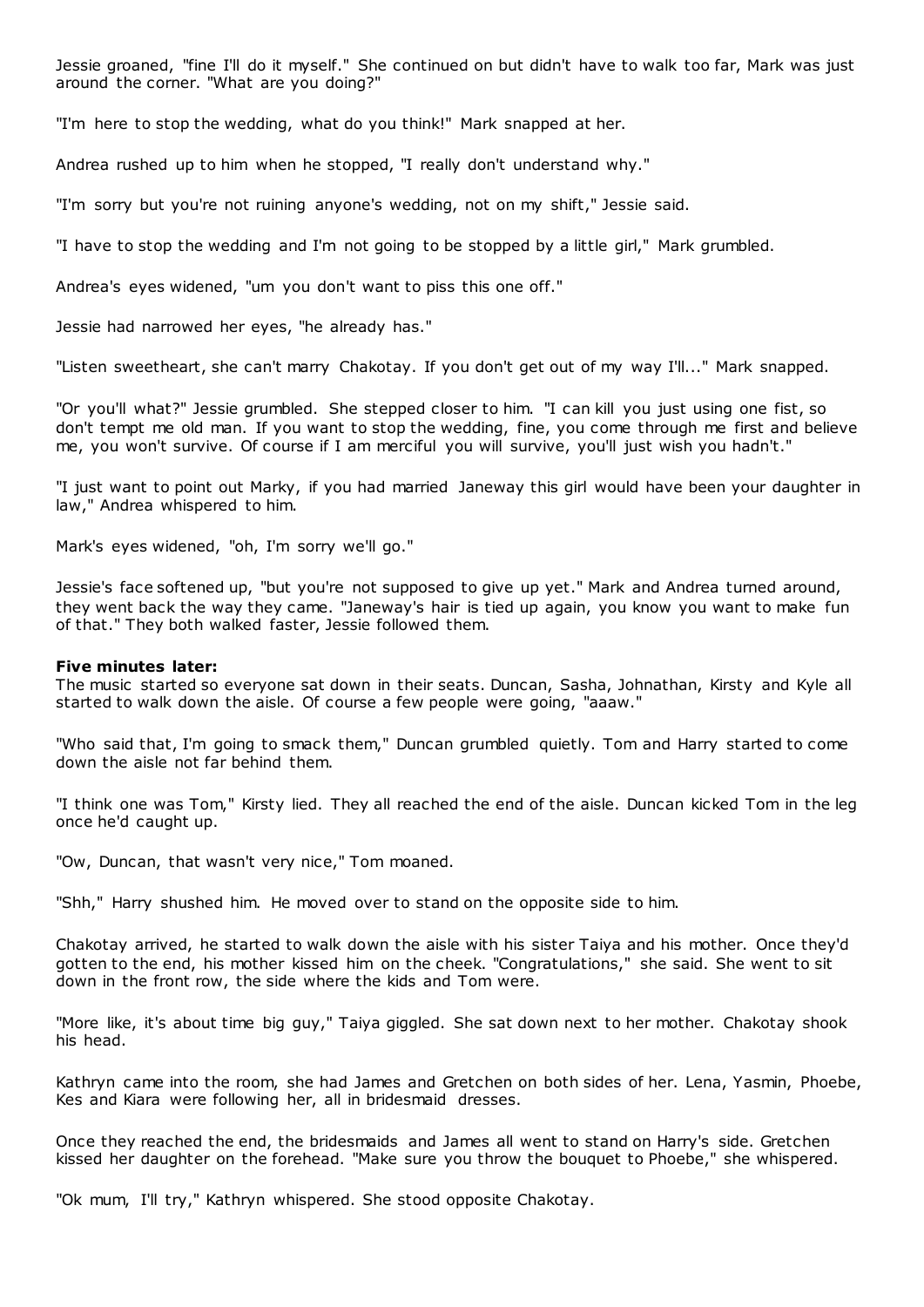Jessie groaned, "fine I'll do it myself." She continued on but didn't have to walk too far, Mark was just around the corner. "What are you doing?"

"I'm here to stop the wedding, what do you think!" Mark snapped at her.

Andrea rushed up to him when he stopped, "I really don't understand why."

"I'm sorry but you're not ruining anyone's wedding, not on my shift," Jessie said.

"I have to stop the wedding and I'm not going to be stopped by a little girl," Mark grumbled.

Andrea's eyes widened, "um you don't want to piss this one off."

Jessie had narrowed her eyes, "he already has."

"Listen sweetheart, she can't marry Chakotay. If you don't get out of my way I'll..." Mark snapped.

"Or you'll what?" Jessie grumbled. She stepped closer to him. "I can kill you just using one fist, so don't tempt me old man. If you want to stop the wedding, fine, you come through me first and believe me, you won't survive. Of course if I am merciful you will survive, you'll just wish you hadn't."

"I just want to point out Marky, if you had married Janeway this girl would have been your daughter in law," Andrea whispered to him.

Mark's eyes widened, "oh, I'm sorry we'll go."

Jessie's face softened up, "but you're not supposed to give up yet." Mark and Andrea turned around, they went back the way they came. "Janeway's hair is tied up again, you know you want to make fun of that." They both walked faster, Jessie followed them.

**Five minutes later:**
The music started so everyone sat down in their seats. Duncan, Sasha, Johnathan, Kirsty and Kyle all started to walk down the aisle. Of course a few people were going, "aaaw."

"Who said that, I'm going to smack them," Duncan grumbled quietly. Tom and Harry started to come down the aisle not far behind them.

"I think one was Tom," Kirsty lied. They all reached the end of the aisle. Duncan kicked Tom in the leg once he'd caught up.

"Ow, Duncan, that wasn't very nice," Tom moaned.

"Shh," Harry shushed him. He moved over to stand on the opposite side to him.

Chakotay arrived, he started to walk down the aisle with his sister Taiya and his mother. Once they'd gotten to the end, his mother kissed him on the cheek. "Congratulations," she said. She went to sit down in the front row, the side where the kids and Tom were.

"More like, it's about time big guy," Taiya giggled. She sat down next to her mother. Chakotay shook his head.

Kathryn came into the room, she had James and Gretchen on both sides of her. Lena, Yasmin, Phoebe, Kes and Kiara were following her, all in bridesmaid dresses.

Once they reached the end, the bridesmaids and James all went to stand on Harry's side. Gretchen kissed her daughter on the forehead. "Make sure you throw the bouquet to Phoebe," she whispered.

"Ok mum, I'll try," Kathryn whispered. She stood opposite Chakotay.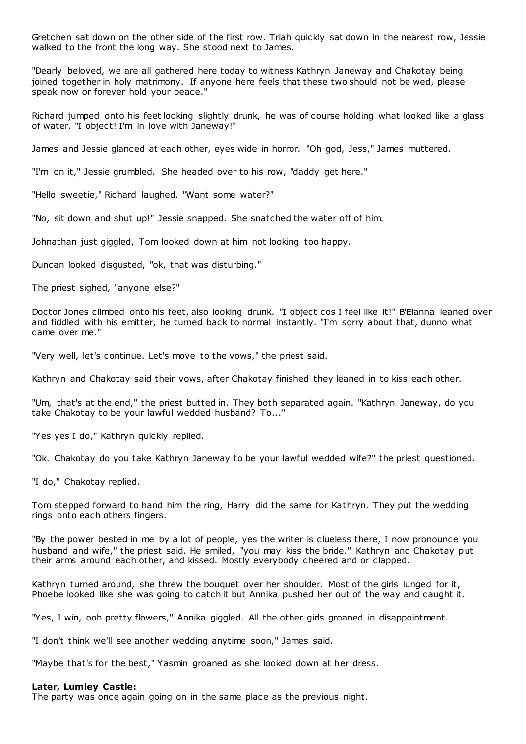Gretchen sat down on the other side of the first row. Triah quickly sat down in the nearest row, Jessie walked to the front the long way. She stood next to James.

"Dearly beloved, we are all gathered here today to witness Kathryn Janeway and Chakotay being joined together in holy matrimony. If anyone here feels that these two should not be wed, please speak now or forever hold your peace."

Richard jumped onto his feet looking slightly drunk, he was of course holding what looked like a glass of water. "I object! I'm in love with Janeway!"

James and Jessie glanced at each other, eyes wide in horror. "Oh god, Jess," James muttered.

"I'm on it," Jessie grumbled. She headed over to his row, "daddy get here."

"Hello sweetie," Richard laughed. "Want some water?"

"No, sit down and shut up!" Jessie snapped. She snatched the water off of him.

Johnathan just giggled, Tom looked down at him not looking too happy.

Duncan looked disgusted, "ok, that was disturbing."

The priest sighed, "anyone else?"

Doctor Jones climbed onto his feet, also looking drunk. "I object cos I feel like it!" B'Elanna leaned over and fiddled with his emitter, he turned back to normal instantly. "I'm sorry about that, dunno what came over me."

"Very well, let's continue. Let's move to the vows," the priest said.

Kathryn and Chakotay said their vows, after Chakotay finished they leaned in to kiss each other.

"Um, that's at the end," the priest butted in. They both separated again. "Kathryn Janeway, do you take Chakotay to be your lawful wedded husband? To..."

"Yes yes I do," Kathryn quickly replied.

"Ok. Chakotay do you take Kathryn Janeway to be your lawful wedded wife?" the priest questioned.

"I do," Chakotay replied.

Tom stepped forward to hand him the ring, Harry did the same for Kathryn. They put the wedding rings onto each others fingers.

"By the power bested in me by a lot of people, yes the writer is clueless there, I now pronounce you husband and wife," the priest said. He smiled, "you may kiss the bride." Kathryn and Chakotay put their arms around each other, and kissed. Mostly everybody cheered and or clapped.

Kathryn turned around, she threw the bouquet over her shoulder. Most of the girls lunged for it, Phoebe looked like she was going to catch it but Annika pushed her out of the way and caught it.

"Yes, I win, ooh pretty flowers," Annika giggled. All the other girls groaned in disappointment.

"I don't think we'll see another wedding anytime soon," James said.

"Maybe that's for the best," Yasmin groaned as she looked down at her dress.

**Later, Lumley Castle:**
The party was once again going on in the same place as the previous night.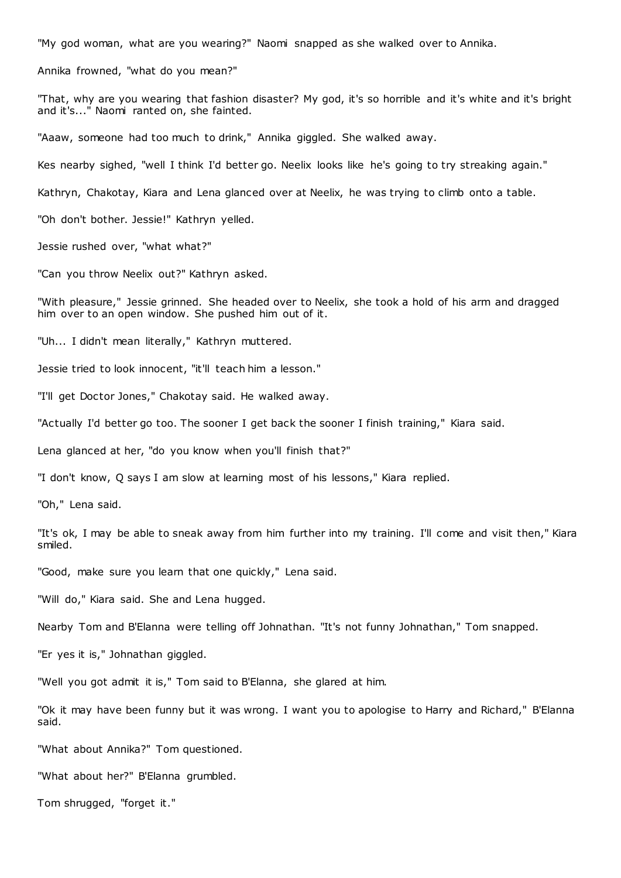"My god woman, what are you wearing?" Naomi snapped as she walked over to Annika.

Annika frowned, "what do you mean?"

"That, why are you wearing that fashion disaster? My god, it's so horrible and it's white and it's bright and it's..." Naomi ranted on, she fainted.

"Aaaw, someone had too much to drink," Annika giggled. She walked away.

Kes nearby sighed, "well I think I'd better go. Neelix looks like he's going to try streaking again."

Kathryn, Chakotay, Kiara and Lena glanced over at Neelix, he was trying to climb onto a table.

"Oh don't bother. Jessie!" Kathryn yelled.

Jessie rushed over, "what what?"

"Can you throw Neelix out?" Kathryn asked.

"With pleasure," Jessie grinned. She headed over to Neelix, she took a hold of his arm and dragged him over to an open window. She pushed him out of it.

"Uh... I didn't mean literally," Kathryn muttered.

Jessie tried to look innocent, "it'll teach him a lesson."

"I'll get Doctor Jones," Chakotay said. He walked away.

"Actually I'd better go too. The sooner I get back the sooner I finish training," Kiara said.

Lena glanced at her, "do you know when you'll finish that?"

"I don't know, Q says I am slow at learning most of his lessons," Kiara replied.

"Oh," Lena said.

"It's ok, I may be able to sneak away from him further into my training. I'll come and visit then," Kiara smiled.

"Good, make sure you learn that one quickly," Lena said.

"Will do," Kiara said. She and Lena hugged.

Nearby Tom and B'Elanna were telling off Johnathan. "It's not funny Johnathan," Tom snapped.

"Er yes it is," Johnathan giggled.

"Well you got admit it is," Tom said to B'Elanna, she glared at him.

"Ok it may have been funny but it was wrong. I want you to apologise to Harry and Richard," B'Elanna said.

"What about Annika?" Tom questioned.

"What about her?" B'Elanna grumbled.

Tom shrugged, "forget it."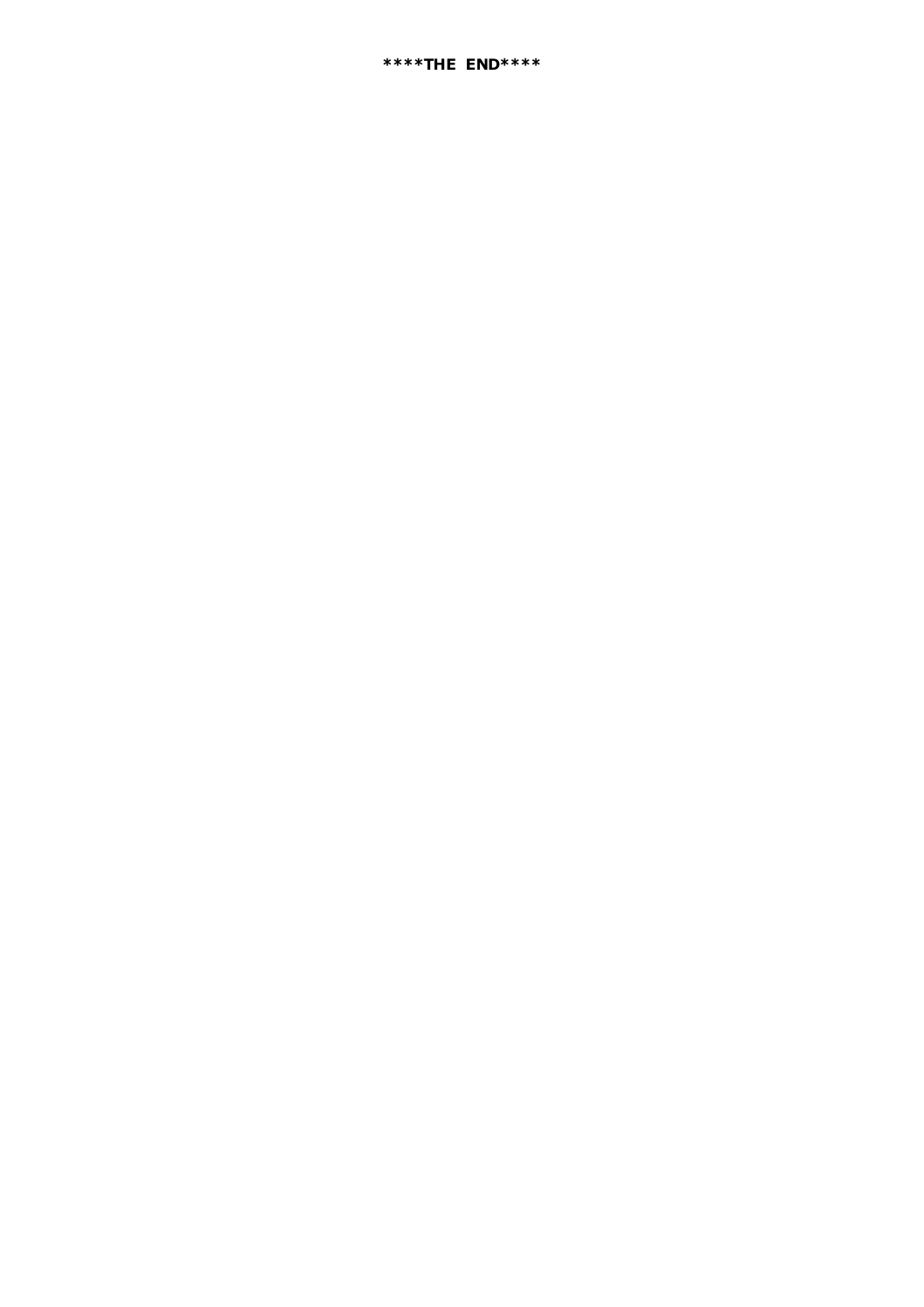**\*\*\*\*THE END\*\*\*\***

****THE END****